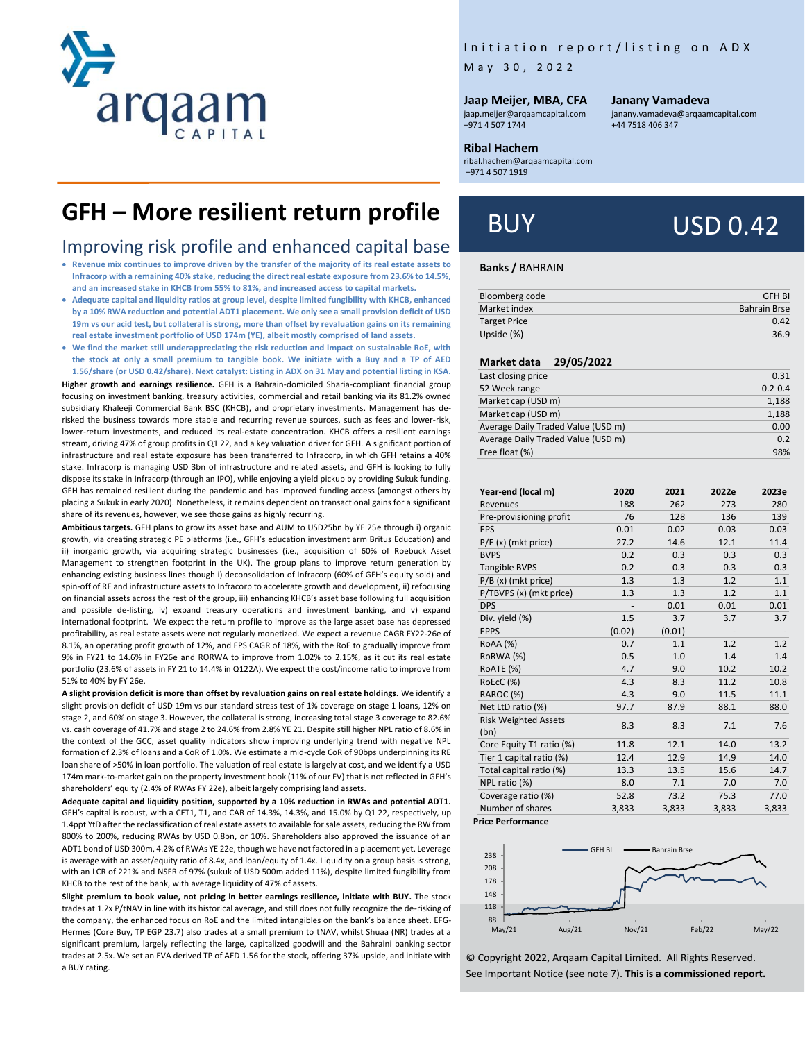Initiation report/listing on ADX

May 30, 2022

**Jaap Meijer, MBA, CFA**
jaap.meijer@arqaamcapital.com
+971 4 507 1744

**Janany Vamadeva**
janany.vamadeva@arqaamcapital.com
+44 7518 406 347

**Ribal Hachem**
ribal.hachem@arqaamcapital.com
+971 4 507 1919

# GFH – More resilient return profile

## Improving risk profile and enhanced capital base

**BUY** | **USD 0.42**

**Banks /** BAHRAIN

- **Revenue mix continues to improve driven by the transfer of the majority of its real estate assets to Infracorp with a remaining 40% stake, reducing the direct real estate exposure from 23.6% to 14.5%, and an increased stake in KHCB from 55% to 81%, and increased access to capital markets.**
- **Adequate capital and liquidity ratios at group level, despite limited fungibility with KHCB, enhanced by a 10% RWA reduction and potential ADT1 placement. We only see a small provision deficit of USD 19m vs our acid test, but collateral is strong, more than offset by revaluation gains on its remaining real estate investment portfolio of USD 174m (YE), albeit mostly comprised of land assets.**
- **We find the market still underappreciating the risk reduction and impact on sustainable RoE, with the stock at only a small premium to tangible book. We initiate with a Buy and a TP of AED 1.56/share (or USD 0.42/share). Next catalyst: Listing in ADX on 31 May and potential listing in KSA.**

**Higher growth and earnings resilience.** GFH is a Bahrain-domiciled Sharia-compliant financial group focusing on investment banking, treasury activities, commercial and retail banking via its 81.2% owned subsidiary Khaleeji Commercial Bank BSC (KHCB), and proprietary investments. Management has de-risked the business towards more stable and recurring revenue sources, such as fees and lower-risk, lower-return investments, and reduced its real-estate concentration. KHCB offers a resilient earnings stream, driving 47% of group profits in Q1 22, and a key valuation driver for GFH. A significant portion of infrastructure and real estate exposure has been transferred to Infracorp, in which GFH retains a 40% stake. Infracorp is managing USD 3bn of infrastructure and related assets, and GFH is looking to fully dispose its stake in Infracorp (through an IPO), while enjoying a yield pickup by providing Sukuk funding. GFH has remained resilient during the pandemic and has improved funding access (amongst others by placing a Sukuk in early 2020). Nonetheless, it remains dependent on transactional gains for a significant share of its revenues, however, we see those gains as highly recurring.

**Ambitious targets.** GFH plans to grow its asset base and AUM to USD25bn by YE 25e through i) organic growth, via creating strategic PE platforms (i.e., GFH's education investment arm Britus Education) and ii) inorganic growth, via acquiring strategic businesses (i.e., acquisition of 60% of Roebuck Asset Management to strengthen footprint in the UK). The group plans to improve return generation by enhancing existing business lines though i) deconsolidation of Infracorp (60% of GFH's equity sold) and spin-off of RE and infrastructure assets to Infracorp to accelerate growth and development, ii) refocusing on financial assets across the rest of the group, iii) enhancing KHCB's asset base following full acquisition and possible de-listing, iv) expand treasury operations and investment banking, and v) expand international footprint. We expect the return profile to improve as the large asset base has depressed profitability, as real estate assets were not regularly monetized. We expect a revenue CAGR FY22-26e of 8.1%, an operating profit growth of 12%, and EPS CAGR of 18%, with the RoE to gradually improve from 9% in FY21 to 14.6% in FY26e and RORWA to improve from 1.02% to 2.15%, as it cut its real estate portfolio (23.6% of assets in FY 21 to 14.4% in Q122A). We expect the cost/income ratio to improve from 51% to 40% by FY 26e.

**A slight provision deficit is more than offset by revaluation gains on real estate holdings.** We identify a slight provision deficit of USD 19m vs our standard stress test of 1% coverage on stage 1 loans, 12% on stage 2, and 60% on stage 3. However, the collateral is strong, increasing total stage 3 coverage to 82.6% vs. cash coverage of 41.7% and stage 2 to 24.6% from 2.8% YE 21. Despite still higher NPL ratio of 8.6% in the context of the GCC, asset quality indicators show improving underlying trend with negative NPL formation of 2.3% of loans and a CoR of 1.0%. We estimate a mid-cycle CoR of 90bps underpinning its RE loan share of >50% in loan portfolio. The valuation of real estate is largely at cost, and we identify a USD 174m mark-to-market gain on the property investment book (11% of our FV) that is not reflected in GFH's shareholders' equity (2.4% of RWAs FY 22e), albeit largely comprising land assets.

**Adequate capital and liquidity position, supported by a 10% reduction in RWAs and potential ADT1.** GFH's capital is robust, with a CET1, T1, and CAR of 14.3%, 14.3%, and 15.0% by Q1 22, respectively, up 1.4ppt YtD after the reclassification of real estate assets to available for sale assets, reducing the RW from 800% to 200%, reducing RWAs by USD 0.8bn, or 10%. Shareholders also approved the issuance of an ADT1 bond of USD 300m, 4.2% of RWAs YE 22e, though we have not factored in a placement yet. Leverage is average with an asset/equity ratio of 8.4x, and loan/equity of 1.4x. Liquidity on a group basis is strong, with an LCR of 221% and NSFR of 97% (sukuk of USD 500m added 11%), despite limited fungibility from KHCB to the rest of the bank, with average liquidity of 47% of assets.

**Slight premium to book value, not pricing in better earnings resilience, initiate with BUY.** The stock trades at 1.2x P/tNAV in line with its historical average, and still does not fully recognize the de-risking of the company, the enhanced focus on RoE and the limited intangibles on the bank's balance sheet. EFG-Hermes (Core Buy, TP EGP 23.7) also trades at a small premium to tNAV, whilst Shuaa (NR) trades at a significant premium, largely reflecting the large, capitalized goodwill and the Bahraini banking sector trades at 2.5x. We set an EVA derived TP of AED 1.56 for the stock, offering 37% upside, and initiate with a BUY rating.

| | |
|---|---|
| Bloomberg code | GFH BI |
| Market index | Bahrain Brse |
| Target Price | 0.42 |
| Upside (%) | 36.9 |

| Market data 29/05/2022 | |
|---|---|
| Last closing price | 0.31 |
| 52 Week range | 0.2-0.4 |
| Market cap (USD m) | 1,188 |
| Market cap (USD m) | 1,188 |
| Average Daily Traded Value (USD m) | 0.00 |
| Average Daily Traded Value (USD m) | 0.2 |
| Free float (%) | 98% |

| Year-end (local m) | 2020 | 2021 | 2022e | 2023e |
|---|---|---|---|---|
| Revenues | 188 | 262 | 273 | 280 |
| Pre-provisioning profit | 76 | 128 | 136 | 139 |
| EPS | 0.01 | 0.02 | 0.03 | 0.03 |
| P/E (x) (mkt price) | 27.2 | 14.6 | 12.1 | 11.4 |
| BVPS | 0.2 | 0.3 | 0.3 | 0.3 |
| Tangible BVPS | 0.2 | 0.3 | 0.3 | 0.3 |
| P/B (x) (mkt price) | 1.3 | 1.3 | 1.2 | 1.1 |
| P/TBVPS (x) (mkt price) | 1.3 | 1.3 | 1.2 | 1.1 |
| DPS | - | 0.01 | 0.01 | 0.01 |
| Div. yield (%) | 1.5 | 3.7 | 3.7 | 3.7 |
| EPPS | (0.02) | (0.01) | - | - |
| RoAA (%) | 0.7 | 1.1 | 1.2 | 1.2 |
| RoRWA (%) | 0.5 | 1.0 | 1.4 | 1.4 |
| RoATE (%) | 4.7 | 9.0 | 10.2 | 10.2 |
| RoEcC (%) | 4.3 | 8.3 | 11.2 | 10.8 |
| RAROC (%) | 4.3 | 9.0 | 11.5 | 11.1 |
| Net LtD ratio (%) | 97.7 | 87.9 | 88.1 | 88.0 |
| Risk Weighted Assets (bn) | 8.3 | 8.3 | 7.1 | 7.6 |
| Core Equity T1 ratio (%) | 11.8 | 12.1 | 14.0 | 13.2 |
| Tier 1 capital ratio (%) | 12.4 | 12.9 | 14.9 | 14.0 |
| Total capital ratio (%) | 13.3 | 13.5 | 15.6 | 14.7 |
| NPL ratio (%) | 8.0 | 7.1 | 7.0 | 7.0 |
| Coverage ratio (%) | 52.8 | 73.2 | 75.3 | 77.0 |
| Number of shares | 3,833 | 3,833 | 3,833 | 3,833 |

**Price Performance**

© Copyright 2022, Arqaam Capital Limited. All Rights Reserved. See Important Notice (see note 7). **This is a commissioned report.**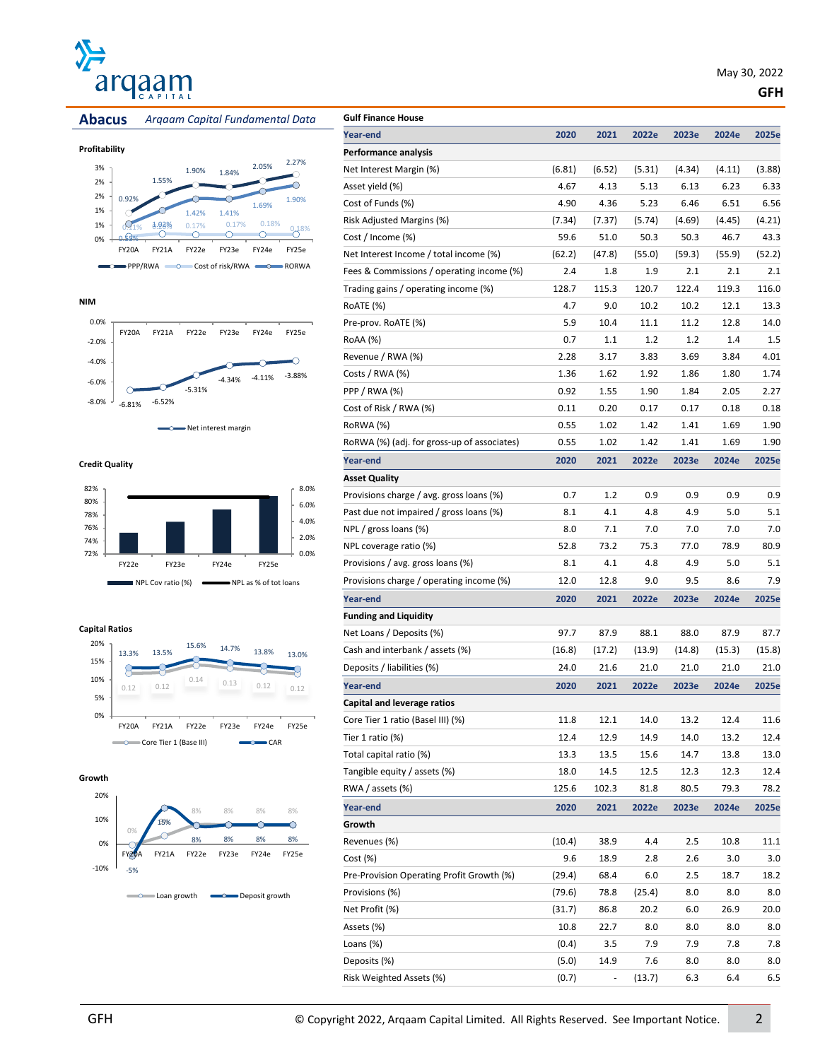May 30, 2022

**GFH**

## Abacus *Arqaam Capital Fundamental Data*

**Profitability**

| | FY20A | FY21A | FY22e | FY23e | FY24e | FY25e |
|---|---|---|---|---|---|---|
| PPP/RWA | 0.92% | 1.55% | 1.90% | 1.84% | 2.05% | 2.27% |
| Cost of risk/RWA | 0.11% | 0.20% | 0.17% | 0.17% | 0.18% | 0.18% |
| RORWA | 0.55% | 1.02% | 1.42% | 1.41% | 1.69% | 1.90% |

**NIM**

| | FY20A | FY21A | FY22e | FY23e | FY24e | FY25e |
|---|---|---|---|---|---|---|
| Net interest margin | -6.81% | -6.52% | -5.31% | -4.34% | -4.11% | -3.88% |

**Credit Quality**

Series: NPL Cov ratio (%), NPL as % of tot loans — FY22e, FY23e, FY24e, FY25e

**Capital Ratios**

| | FY20A | FY21A | FY22e | FY23e | FY24e | FY25e |
|---|---|---|---|---|---|---|
| Core Tier 1 (Base III) | 0.12 | 0.12 | 0.14 | 0.13 | 0.12 | 0.12 |
| CAR | 13.3% | 13.5% | 15.6% | 14.7% | 13.8% | 13.0% |

**Growth**

| | FY20A | FY21A | FY22e | FY23e | FY24e | FY25e |
|---|---|---|---|---|---|---|
| Loan growth | 0% | | 8% | 8% | 8% | 8% |
| Deposit growth | -5% | 15% | 8% | 8% | 8% | 8% |

**Gulf Finance House**

| Year-end | 2020 | 2021 | 2022e | 2023e | 2024e | 2025e |
|---|---|---|---|---|---|---|
| **Performance analysis** | | | | | | |
| Net Interest Margin (%) | (6.81) | (6.52) | (5.31) | (4.34) | (4.11) | (3.88) |
| Asset yield (%) | 4.67 | 4.13 | 5.13 | 6.13 | 6.23 | 6.33 |
| Cost of Funds (%) | 4.90 | 4.36 | 5.23 | 6.46 | 6.51 | 6.56 |
| Risk Adjusted Margins (%) | (7.34) | (7.37) | (5.74) | (4.69) | (4.45) | (4.21) |
| Cost / Income (%) | 59.6 | 51.0 | 50.3 | 50.3 | 46.7 | 43.3 |
| Net Interest Income / total income (%) | (62.2) | (47.8) | (55.0) | (59.3) | (55.9) | (52.2) |
| Fees & Commissions / operating income (%) | 2.4 | 1.8 | 1.9 | 2.1 | 2.1 | 2.1 |
| Trading gains / operating income (%) | 128.7 | 115.3 | 120.7 | 122.4 | 119.3 | 116.0 |
| RoATE (%) | 4.7 | 9.0 | 10.2 | 10.2 | 12.1 | 13.3 |
| Pre-prov. RoATE (%) | 5.9 | 10.4 | 11.1 | 11.2 | 12.8 | 14.0 |
| RoAA (%) | 0.7 | 1.1 | 1.2 | 1.2 | 1.4 | 1.5 |
| Revenue / RWA (%) | 2.28 | 3.17 | 3.83 | 3.69 | 3.84 | 4.01 |
| Costs / RWA (%) | 1.36 | 1.62 | 1.92 | 1.86 | 1.80 | 1.74 |
| PPP / RWA (%) | 0.92 | 1.55 | 1.90 | 1.84 | 2.05 | 2.27 |
| Cost of Risk / RWA (%) | 0.11 | 0.20 | 0.17 | 0.17 | 0.18 | 0.18 |
| RoRWA (%) | 0.55 | 1.02 | 1.42 | 1.41 | 1.69 | 1.90 |
| RoRWA (%) (adj. for gross-up of associates) | 0.55 | 1.02 | 1.42 | 1.41 | 1.69 | 1.90 |
| **Year-end** | **2020** | **2021** | **2022e** | **2023e** | **2024e** | **2025e** |
| **Asset Quality** | | | | | | |
| Provisions charge / avg. gross loans (%) | 0.7 | 1.2 | 0.9 | 0.9 | 0.9 | 0.9 |
| Past due not impaired / gross loans (%) | 8.1 | 4.1 | 4.8 | 4.9 | 5.0 | 5.1 |
| NPL / gross loans (%) | 8.0 | 7.1 | 7.0 | 7.0 | 7.0 | 7.0 |
| NPL coverage ratio (%) | 52.8 | 73.2 | 75.3 | 77.0 | 78.9 | 80.9 |
| Provisions / avg. gross loans (%) | 8.1 | 4.1 | 4.8 | 4.9 | 5.0 | 5.1 |
| Provisions charge / operating income (%) | 12.0 | 12.8 | 9.0 | 9.5 | 8.6 | 7.9 |
| **Year-end** | **2020** | **2021** | **2022e** | **2023e** | **2024e** | **2025e** |
| **Funding and Liquidity** | | | | | | |
| Net Loans / Deposits (%) | 97.7 | 87.9 | 88.1 | 88.0 | 87.9 | 87.7 |
| Cash and interbank / assets (%) | (16.8) | (17.2) | (13.9) | (14.8) | (15.3) | (15.8) |
| Deposits / liabilities (%) | 24.0 | 21.6 | 21.0 | 21.0 | 21.0 | 21.0 |
| **Year-end** | **2020** | **2021** | **2022e** | **2023e** | **2024e** | **2025e** |
| **Capital and leverage ratios** | | | | | | |
| Core Tier 1 ratio (Basel III) (%) | 11.8 | 12.1 | 14.0 | 13.2 | 12.4 | 11.6 |
| Tier 1 ratio (%) | 12.4 | 12.9 | 14.9 | 14.0 | 13.2 | 12.4 |
| Total capital ratio (%) | 13.3 | 13.5 | 15.6 | 14.7 | 13.8 | 13.0 |
| Tangible equity / assets (%) | 18.0 | 14.5 | 12.5 | 12.3 | 12.3 | 12.4 |
| RWA / assets (%) | 125.6 | 102.3 | 81.8 | 80.5 | 79.3 | 78.2 |
| **Year-end** | **2020** | **2021** | **2022e** | **2023e** | **2024e** | **2025e** |
| **Growth** | | | | | | |
| Revenues (%) | (10.4) | 38.9 | 4.4 | 2.5 | 10.8 | 11.1 |
| Cost (%) | 9.6 | 18.9 | 2.8 | 2.6 | 3.0 | 3.0 |
| Pre-Provision Operating Profit Growth (%) | (29.4) | 68.4 | 6.0 | 2.5 | 18.7 | 18.2 |
| Provisions (%) | (79.6) | 78.8 | (25.4) | 8.0 | 8.0 | 8.0 |
| Net Profit (%) | (31.7) | 86.8 | 20.2 | 6.0 | 26.9 | 20.0 |
| Assets (%) | 10.8 | 22.7 | 8.0 | 8.0 | 8.0 | 8.0 |
| Loans (%) | (0.4) | 3.5 | 7.9 | 7.9 | 7.8 | 7.8 |
| Deposits (%) | (5.0) | 14.9 | 7.6 | 8.0 | 8.0 | 8.0 |
| Risk Weighted Assets (%) | (0.7) | - | (13.7) | 6.3 | 6.4 | 6.5 |

© Copyright 2022, Arqaam Capital Limited. All Rights Reserved. See Important Notice.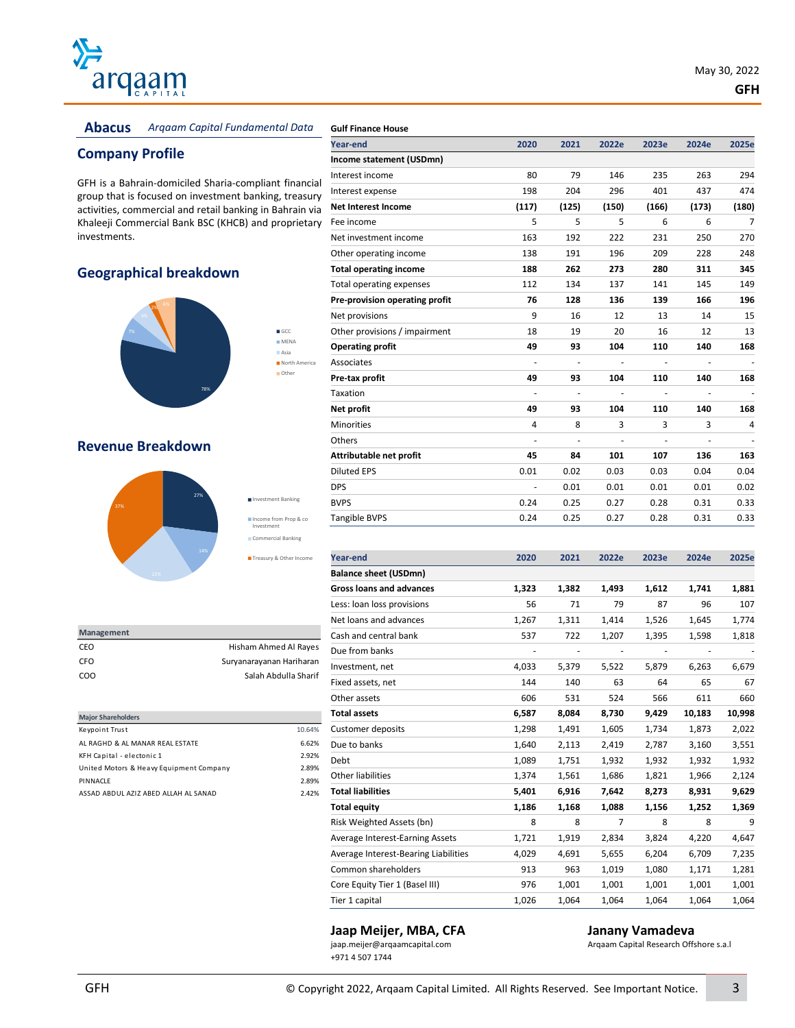## Abacus *Arqaam Capital Fundamental Data*

## Company Profile

GFH is a Bahrain-domiciled Sharia-compliant financial group that is focused on investment banking, treasury activities, commercial and retail banking in Bahrain via Khaleeji Commercial Bank BSC (KHCB) and proprietary investments.

## Geographical breakdown

GCC 78%, MENA 7%, Asia 6%, North America 2%, Other 6%

## Revenue Breakdown

Investment Banking 27%, Income from Prop & co Investment 14%, Commercial Banking 22%, Treasury & Other Income 37%

| Management | |
|---|---|
| CEO | Hisham Ahmed Al Rayes |
| CFO | Suryanarayanan Hariharan |
| COO | Salah Abdulla Sharif |

| Major Shareholders | |
|---|---|
| Keypoint Trust | 10.64% |
| AL RAGHD & AL MANAR REAL ESTATE | 6.62% |
| KFH Capital - electonic 1 | 2.92% |
| United Motors & Heavy Equipment Company | 2.89% |
| PINNACLE | 2.89% |
| ASSAD ABDUL AZIZ ABED ALLAH AL SANAD | 2.42% |

**Gulf Finance House**

| Year-end | 2020 | 2021 | 2022e | 2023e | 2024e | 2025e |
|---|---|---|---|---|---|---|
| **Income statement (USDmn)** | | | | | | |
| Interest income | 80 | 79 | 146 | 235 | 263 | 294 |
| Interest expense | 198 | 204 | 296 | 401 | 437 | 474 |
| **Net Interest Income** | **(117)** | **(125)** | **(150)** | **(166)** | **(173)** | **(180)** |
| Fee income | 5 | 5 | 5 | 6 | 6 | 7 |
| Net investment income | 163 | 192 | 222 | 231 | 250 | 270 |
| Other operating income | 138 | 191 | 196 | 209 | 228 | 248 |
| **Total operating income** | **188** | **262** | **273** | **280** | **311** | **345** |
| Total operating expenses | 112 | 134 | 137 | 141 | 145 | 149 |
| **Pre-provision operating profit** | **76** | **128** | **136** | **139** | **166** | **196** |
| Net provisions | 9 | 16 | 12 | 13 | 14 | 15 |
| Other provisions / impairment | 18 | 19 | 20 | 16 | 12 | 13 |
| **Operating profit** | **49** | **93** | **104** | **110** | **140** | **168** |
| Associates | - | - | - | - | - | - |
| **Pre-tax profit** | **49** | **93** | **104** | **110** | **140** | **168** |
| Taxation | - | - | - | - | - | - |
| **Net profit** | **49** | **93** | **104** | **110** | **140** | **168** |
| Minorities | 4 | 8 | 3 | 3 | 3 | 4 |
| Others | - | - | - | - | - | - |
| **Attributable net profit** | **45** | **84** | **101** | **107** | **136** | **163** |
| Diluted EPS | 0.01 | 0.02 | 0.03 | 0.03 | 0.04 | 0.04 |
| DPS | - | 0.01 | 0.01 | 0.01 | 0.01 | 0.02 |
| BVPS | 0.24 | 0.25 | 0.27 | 0.28 | 0.31 | 0.33 |
| Tangible BVPS | 0.24 | 0.25 | 0.27 | 0.28 | 0.31 | 0.33 |

| Year-end | 2020 | 2021 | 2022e | 2023e | 2024e | 2025e |
|---|---|---|---|---|---|---|
| **Balance sheet (USDmn)** | | | | | | |
| **Gross loans and advances** | **1,323** | **1,382** | **1,493** | **1,612** | **1,741** | **1,881** |
| Less: loan loss provisions | 56 | 71 | 79 | 87 | 96 | 107 |
| Net loans and advances | 1,267 | 1,311 | 1,414 | 1,526 | 1,645 | 1,774 |
| Cash and central bank | 537 | 722 | 1,207 | 1,395 | 1,598 | 1,818 |
| Due from banks | - | - | - | - | - | - |
| Investment, net | 4,033 | 5,379 | 5,522 | 5,879 | 6,263 | 6,679 |
| Fixed assets, net | 144 | 140 | 63 | 64 | 65 | 67 |
| Other assets | 606 | 531 | 524 | 566 | 611 | 660 |
| **Total assets** | **6,587** | **8,084** | **8,730** | **9,429** | **10,183** | **10,998** |
| Customer deposits | 1,298 | 1,491 | 1,605 | 1,734 | 1,873 | 2,022 |
| Due to banks | 1,640 | 2,113 | 2,419 | 2,787 | 3,160 | 3,551 |
| Debt | 1,089 | 1,751 | 1,932 | 1,932 | 1,932 | 1,932 |
| Other liabilities | 1,374 | 1,561 | 1,686 | 1,821 | 1,966 | 2,124 |
| **Total liabilities** | **5,401** | **6,916** | **7,642** | **8,273** | **8,931** | **9,629** |
| **Total equity** | **1,186** | **1,168** | **1,088** | **1,156** | **1,252** | **1,369** |
| Risk Weighted Assets (bn) | 8 | 8 | 7 | 8 | 8 | 9 |
| Average Interest-Earning Assets | 1,721 | 1,919 | 2,834 | 3,824 | 4,220 | 4,647 |
| Average Interest-Bearing Liabilities | 4,029 | 4,691 | 5,655 | 6,204 | 6,709 | 7,235 |
| Common shareholders | 913 | 963 | 1,019 | 1,080 | 1,171 | 1,281 |
| Core Equity Tier 1 (Basel III) | 976 | 1,001 | 1,001 | 1,001 | 1,001 | 1,001 |
| Tier 1 capital | 1,026 | 1,064 | 1,064 | 1,064 | 1,064 | 1,064 |

**Jaap Meijer, MBA, CFA**
jaap.meijer@arqaamcapital.com
+971 4 507 1744

**Janany Vamadeva**
Arqaam Capital Research Offshore s.a.l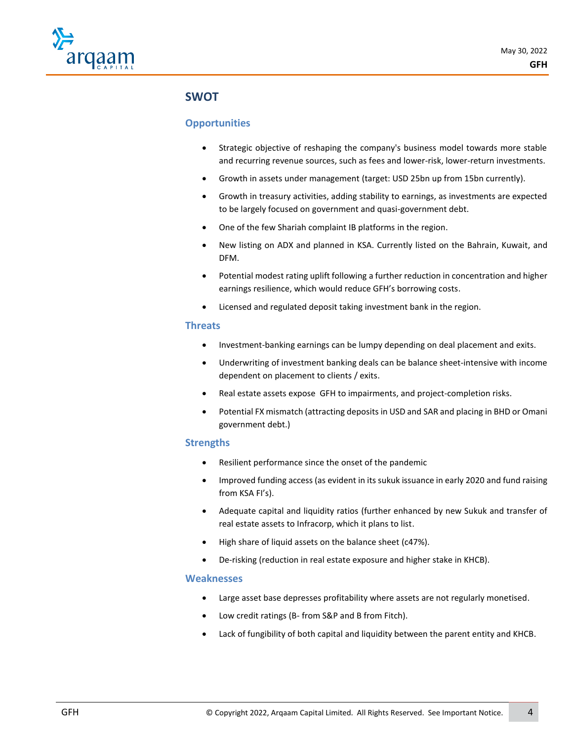## SWOT

### Opportunities

- Strategic objective of reshaping the company's business model towards more stable and recurring revenue sources, such as fees and lower-risk, lower-return investments.
- Growth in assets under management (target: USD 25bn up from 15bn currently).
- Growth in treasury activities, adding stability to earnings, as investments are expected to be largely focused on government and quasi-government debt.
- One of the few Shariah complaint IB platforms in the region.
- New listing on ADX and planned in KSA. Currently listed on the Bahrain, Kuwait, and DFM.
- Potential modest rating uplift following a further reduction in concentration and higher earnings resilience, which would reduce GFH's borrowing costs.
- Licensed and regulated deposit taking investment bank in the region.

### Threats

- Investment-banking earnings can be lumpy depending on deal placement and exits.
- Underwriting of investment banking deals can be balance sheet-intensive with income dependent on placement to clients / exits.
- Real estate assets expose GFH to impairments, and project-completion risks.
- Potential FX mismatch (attracting deposits in USD and SAR and placing in BHD or Omani government debt.)

### Strengths

- Resilient performance since the onset of the pandemic
- Improved funding access (as evident in its sukuk issuance in early 2020 and fund raising from KSA FI's).
- Adequate capital and liquidity ratios (further enhanced by new Sukuk and transfer of real estate assets to Infracorp, which it plans to list.
- High share of liquid assets on the balance sheet (c47%).
- De-risking (reduction in real estate exposure and higher stake in KHCB).

### Weaknesses

- Large asset base depresses profitability where assets are not regularly monetised.
- Low credit ratings (B- from S&P and B from Fitch).
- Lack of fungibility of both capital and liquidity between the parent entity and KHCB.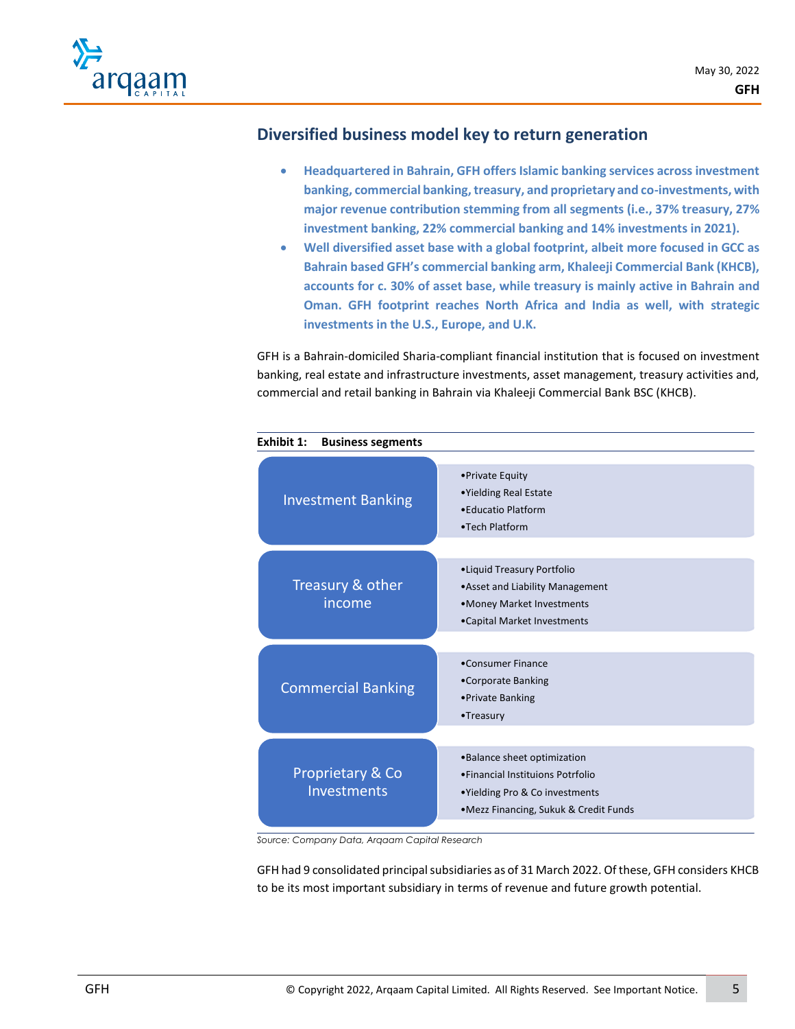## Diversified business model key to return generation

- **Headquartered in Bahrain, GFH offers Islamic banking services across investment banking, commercial banking, treasury, and proprietary and co-investments, with major revenue contribution stemming from all segments (i.e., 37% treasury, 27% investment banking, 22% commercial banking and 14% investments in 2021).**
- **Well diversified asset base with a global footprint, albeit more focused in GCC as Bahrain based GFH's commercial banking arm, Khaleeji Commercial Bank (KHCB), accounts for c. 30% of asset base, while treasury is mainly active in Bahrain and Oman. GFH footprint reaches North Africa and India as well, with strategic investments in the U.S., Europe, and U.K.**

GFH is a Bahrain-domiciled Sharia-compliant financial institution that is focused on investment banking, real estate and infrastructure investments, asset management, treasury activities and, commercial and retail banking in Bahrain via Khaleeji Commercial Bank BSC (KHCB).

**Exhibit 1: Business segments**

| Segment | Activities |
|---|---|
| Investment Banking | •Private Equity<br>•Yielding Real Estate<br>•Educatio Platform<br>•Tech Platform |
| Treasury & other income | •Liquid Treasury Portfolio<br>•Asset and Liability Management<br>•Money Market Investments<br>•Capital Market Investments |
| Commercial Banking | •Consumer Finance<br>•Corporate Banking<br>•Private Banking<br>•Treasury |
| Proprietary & Co Investments | •Balance sheet optimization<br>•Financial Instituions Potrfolio<br>•Yielding Pro & Co investments<br>•Mezz Financing, Sukuk & Credit Funds |

*Source: Company Data, Arqaam Capital Research*

GFH had 9 consolidated principal subsidiaries as of 31 March 2022. Of these, GFH considers KHCB to be its most important subsidiary in terms of revenue and future growth potential.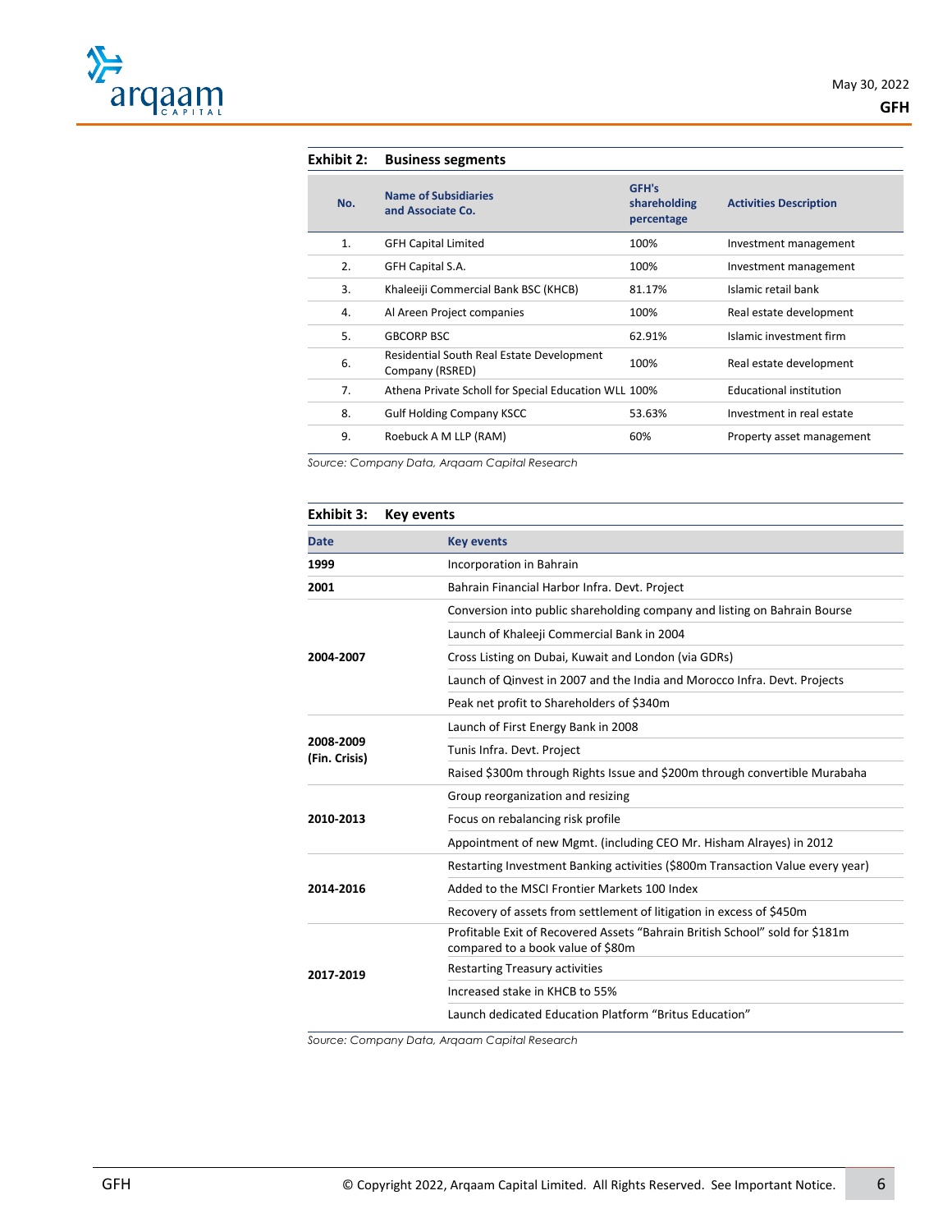**Exhibit 2: Business segments**

| No. | Name of Subsidiaries and Associate Co. | GFH's shareholding percentage | Activities Description |
|---|---|---|---|
| 1. | GFH Capital Limited | 100% | Investment management |
| 2. | GFH Capital S.A. | 100% | Investment management |
| 3. | Khaleeiji Commercial Bank BSC (KHCB) | 81.17% | Islamic retail bank |
| 4. | Al Areen Project companies | 100% | Real estate development |
| 5. | GBCORP BSC | 62.91% | Islamic investment firm |
| 6. | Residential South Real Estate Development Company (RSRED) | 100% | Real estate development |
| 7. | Athena Private Scholl for Special Education WLL | 100% | Educational institution |
| 8. | Gulf Holding Company KSCC | 53.63% | Investment in real estate |
| 9. | Roebuck A M LLP (RAM) | 60% | Property asset management |

*Source: Company Data, Arqaam Capital Research*

**Exhibit 3: Key events**

| Date | Key events |
|---|---|
| **1999** | Incorporation in Bahrain |
| **2001** | Bahrain Financial Harbor Infra. Devt. Project |
| **2004-2007** | Conversion into public shareholding company and listing on Bahrain Bourse |
| | Launch of Khaleeji Commercial Bank in 2004 |
| | Cross Listing on Dubai, Kuwait and London (via GDRs) |
| | Launch of Qinvest in 2007 and the India and Morocco Infra. Devt. Projects |
| | Peak net profit to Shareholders of $340m |
| **2008-2009 (Fin. Crisis)** | Launch of First Energy Bank in 2008 |
| | Tunis Infra. Devt. Project |
| | Raised $300m through Rights Issue and $200m through convertible Murabaha |
| **2010-2013** | Group reorganization and resizing |
| | Focus on rebalancing risk profile |
| | Appointment of new Mgmt. (including CEO Mr. Hisham Alrayes) in 2012 |
| **2014-2016** | Restarting Investment Banking activities ($800m Transaction Value every year) |
| | Added to the MSCI Frontier Markets 100 Index |
| | Recovery of assets from settlement of litigation in excess of $450m |
| **2017-2019** | Profitable Exit of Recovered Assets "Bahrain British School" sold for $181m compared to a book value of $80m |
| | Restarting Treasury activities |
| | Increased stake in KHCB to 55% |
| | Launch dedicated Education Platform "Britus Education" |

*Source: Company Data, Arqaam Capital Research*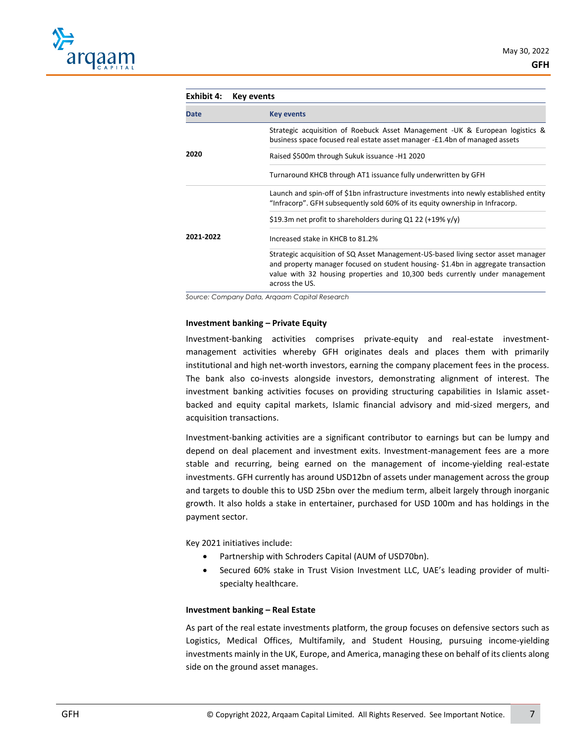**Exhibit 4: Key events**

| Date | Key events |
|---|---|
| 2020 | Strategic acquisition of Roebuck Asset Management -UK & European logistics & business space focused real estate asset manager -£1.4bn of managed assets |
| | Raised $500m through Sukuk issuance -H1 2020 |
| | Turnaround KHCB through AT1 issuance fully underwritten by GFH |
| 2021-2022 | Launch and spin-off of $1bn infrastructure investments into newly established entity "Infracorp". GFH subsequently sold 60% of its equity ownership in Infracorp. |
| | $19.3m net profit to shareholders during Q1 22 (+19% y/y) |
| | Increased stake in KHCB to 81.2% |
| | Strategic acquisition of SQ Asset Management-US-based living sector asset manager and property manager focused on student housing- $1.4bn in aggregate transaction value with 32 housing properties and 10,300 beds currently under management across the US. |

*Source: Company Data, Arqaam Capital Research*

**Investment banking – Private Equity**

Investment-banking activities comprises private-equity and real-estate investment-management activities whereby GFH originates deals and places them with primarily institutional and high net-worth investors, earning the company placement fees in the process. The bank also co-invests alongside investors, demonstrating alignment of interest. The investment banking activities focuses on providing structuring capabilities in Islamic asset-backed and equity capital markets, Islamic financial advisory and mid-sized mergers, and acquisition transactions.

Investment-banking activities are a significant contributor to earnings but can be lumpy and depend on deal placement and investment exits. Investment-management fees are a more stable and recurring, being earned on the management of income-yielding real-estate investments. GFH currently has around USD12bn of assets under management across the group and targets to double this to USD 25bn over the medium term, albeit largely through inorganic growth. It also holds a stake in entertainer, purchased for USD 100m and has holdings in the payment sector.

Key 2021 initiatives include:

- Partnership with Schroders Capital (AUM of USD70bn).
- Secured 60% stake in Trust Vision Investment LLC, UAE's leading provider of multi-specialty healthcare.

**Investment banking – Real Estate**

As part of the real estate investments platform, the group focuses on defensive sectors such as Logistics, Medical Offices, Multifamily, and Student Housing, pursuing income-yielding investments mainly in the UK, Europe, and America, managing these on behalf of its clients along side on the ground asset manages.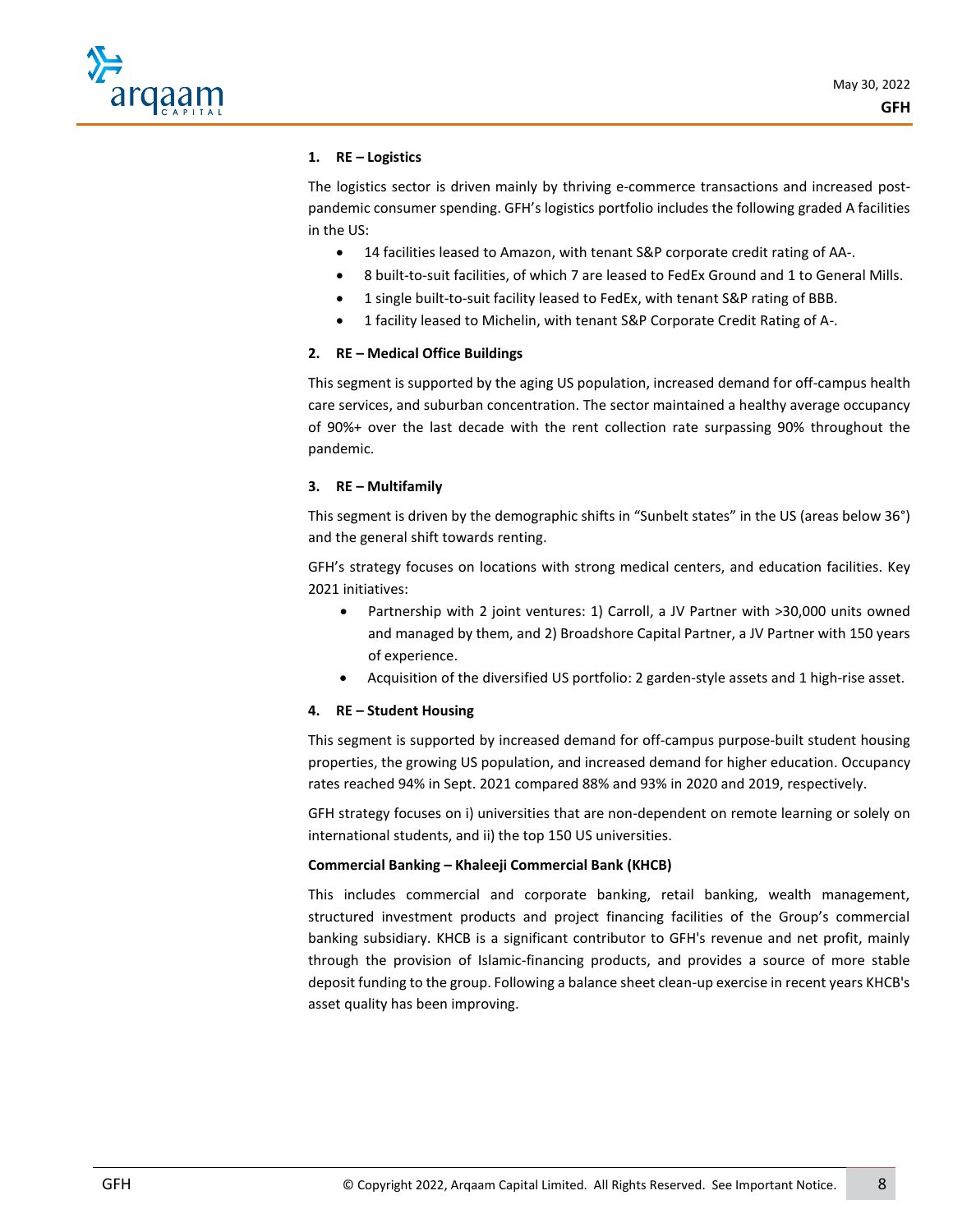**1. RE – Logistics**

The logistics sector is driven mainly by thriving e-commerce transactions and increased post-pandemic consumer spending. GFH's logistics portfolio includes the following graded A facilities in the US:

- 14 facilities leased to Amazon, with tenant S&P corporate credit rating of AA-.
- 8 built-to-suit facilities, of which 7 are leased to FedEx Ground and 1 to General Mills.
- 1 single built-to-suit facility leased to FedEx, with tenant S&P rating of BBB.
- 1 facility leased to Michelin, with tenant S&P Corporate Credit Rating of A-.

**2. RE – Medical Office Buildings**

This segment is supported by the aging US population, increased demand for off-campus health care services, and suburban concentration. The sector maintained a healthy average occupancy of 90%+ over the last decade with the rent collection rate surpassing 90% throughout the pandemic.

**3. RE – Multifamily**

This segment is driven by the demographic shifts in "Sunbelt states" in the US (areas below 36°) and the general shift towards renting.

GFH's strategy focuses on locations with strong medical centers, and education facilities. Key 2021 initiatives:

- Partnership with 2 joint ventures: 1) Carroll, a JV Partner with >30,000 units owned and managed by them, and 2) Broadshore Capital Partner, a JV Partner with 150 years of experience.
- Acquisition of the diversified US portfolio: 2 garden-style assets and 1 high-rise asset.

**4. RE – Student Housing**

This segment is supported by increased demand for off-campus purpose-built student housing properties, the growing US population, and increased demand for higher education. Occupancy rates reached 94% in Sept. 2021 compared 88% and 93% in 2020 and 2019, respectively.

GFH strategy focuses on i) universities that are non-dependent on remote learning or solely on international students, and ii) the top 150 US universities.

**Commercial Banking – Khaleeji Commercial Bank (KHCB)**

This includes commercial and corporate banking, retail banking, wealth management, structured investment products and project financing facilities of the Group's commercial banking subsidiary. KHCB is a significant contributor to GFH's revenue and net profit, mainly through the provision of Islamic-financing products, and provides a source of more stable deposit funding to the group. Following a balance sheet clean-up exercise in recent years KHCB's asset quality has been improving.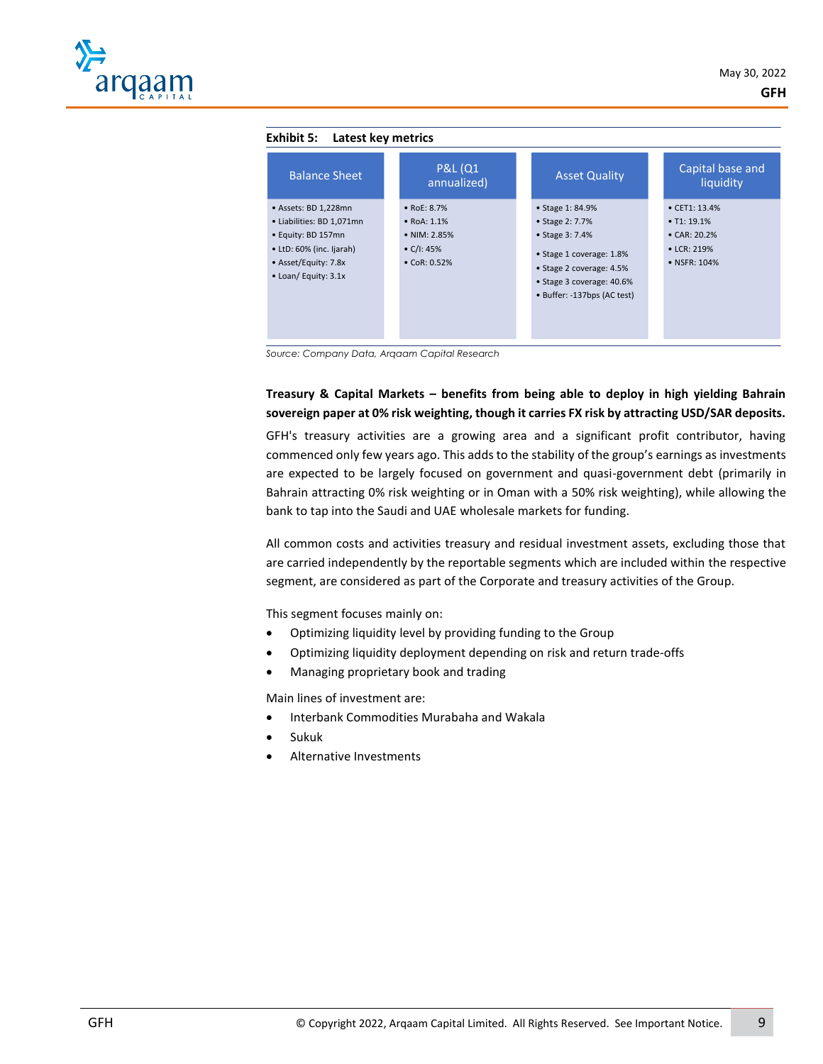**Exhibit 5: Latest key metrics**

| Balance Sheet | P&L (Q1 annualized) | Asset Quality | Capital base and liquidity |
|---|---|---|---|
| • Assets: BD 1,228mn<br>• Liabilities: BD 1,071mn<br>• Equity: BD 157mn<br>• LtD: 60% (inc. Ijarah)<br>• Asset/Equity: 7.8x<br>• Loan/ Equity: 3.1x | • RoE: 8.7%<br>• RoA: 1.1%<br>• NIM: 2.85%<br>• C/I: 45%<br>• CoR: 0.52% | • Stage 1: 84.9%<br>• Stage 2: 7.7%<br>• Stage 3: 7.4%<br>• Stage 1 coverage: 1.8%<br>• Stage 2 coverage: 4.5%<br>• Stage 3 coverage: 40.6%<br>• Buffer: -137bps (AC test) | • CET1: 13.4%<br>• T1: 19.1%<br>• CAR: 20.2%<br>• LCR: 219%<br>• NSFR: 104% |

*Source: Company Data, Arqaam Capital Research*

**Treasury & Capital Markets – benefits from being able to deploy in high yielding Bahrain sovereign paper at 0% risk weighting, though it carries FX risk by attracting USD/SAR deposits.**

GFH's treasury activities are a growing area and a significant profit contributor, having commenced only few years ago. This adds to the stability of the group's earnings as investments are expected to be largely focused on government and quasi-government debt (primarily in Bahrain attracting 0% risk weighting or in Oman with a 50% risk weighting), while allowing the bank to tap into the Saudi and UAE wholesale markets for funding.

All common costs and activities treasury and residual investment assets, excluding those that are carried independently by the reportable segments which are included within the respective segment, are considered as part of the Corporate and treasury activities of the Group.

This segment focuses mainly on:

- Optimizing liquidity level by providing funding to the Group
- Optimizing liquidity deployment depending on risk and return trade-offs
- Managing proprietary book and trading

Main lines of investment are:

- Interbank Commodities Murabaha and Wakala
- Sukuk
- Alternative Investments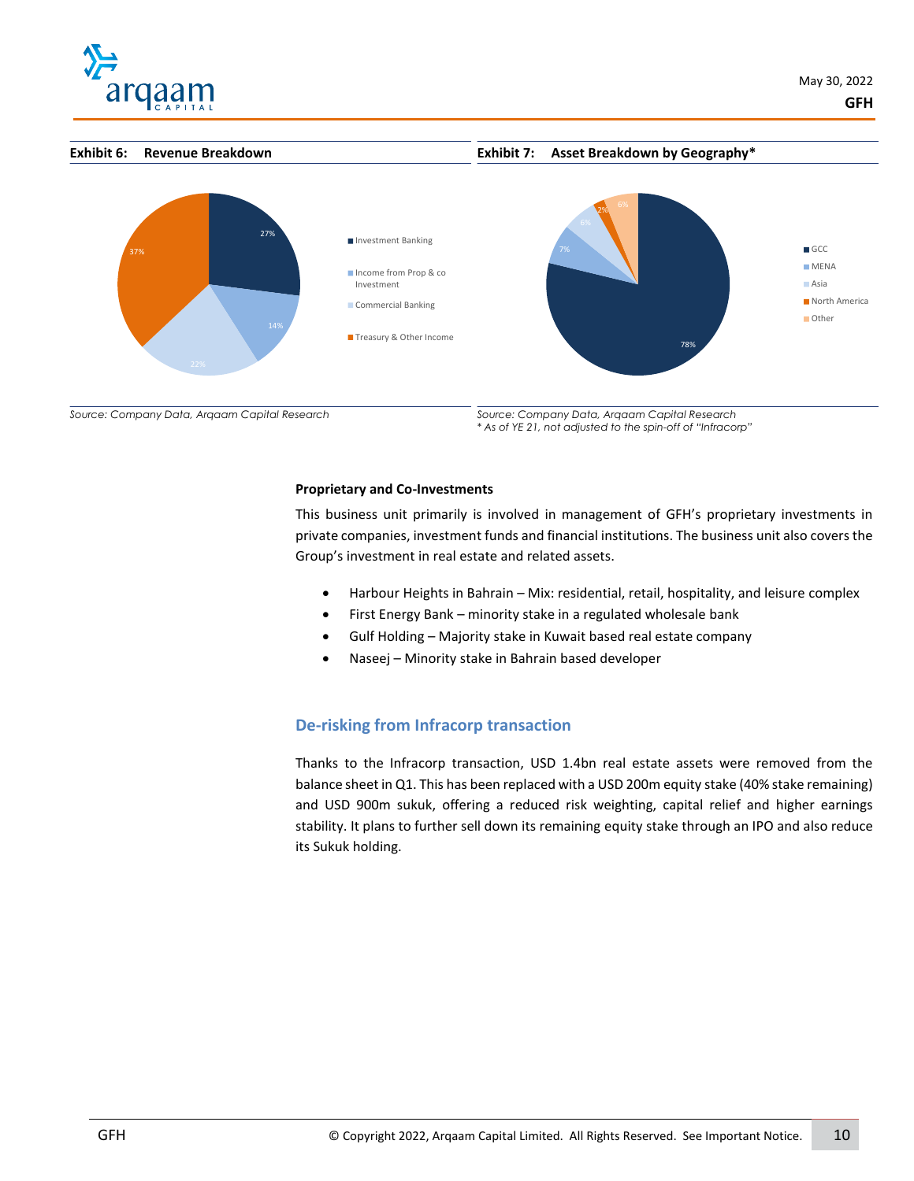**Exhibit 6: Revenue Breakdown**

| Segment | Share |
|---|---|
| Investment Banking | 27% |
| Income from Prop & co Investment | 14% |
| Commercial Banking | 22% |
| Treasury & Other Income | 37% |

*Source: Company Data, Arqaam Capital Research*

**Exhibit 7: Asset Breakdown by Geography***

| Geography | Share |
|---|---|
| GCC | 78% |
| MENA | 7% |
| Asia | 6% |
| North America | 2% |
| Other | 6% |

*Source: Company Data, Arqaam Capital Research*
*\* As of YE 21, not adjusted to the spin-off of "Infracorp"*

**Proprietary and Co-Investments**

This business unit primarily is involved in management of GFH's proprietary investments in private companies, investment funds and financial institutions. The business unit also covers the Group's investment in real estate and related assets.

- Harbour Heights in Bahrain – Mix: residential, retail, hospitality, and leisure complex
- First Energy Bank – minority stake in a regulated wholesale bank
- Gulf Holding – Majority stake in Kuwait based real estate company
- Naseej – Minority stake in Bahrain based developer

## De-risking from Infracorp transaction

Thanks to the Infracorp transaction, USD 1.4bn real estate assets were removed from the balance sheet in Q1. This has been replaced with a USD 200m equity stake (40% stake remaining) and USD 900m sukuk, offering a reduced risk weighting, capital relief and higher earnings stability. It plans to further sell down its remaining equity stake through an IPO and also reduce its Sukuk holding.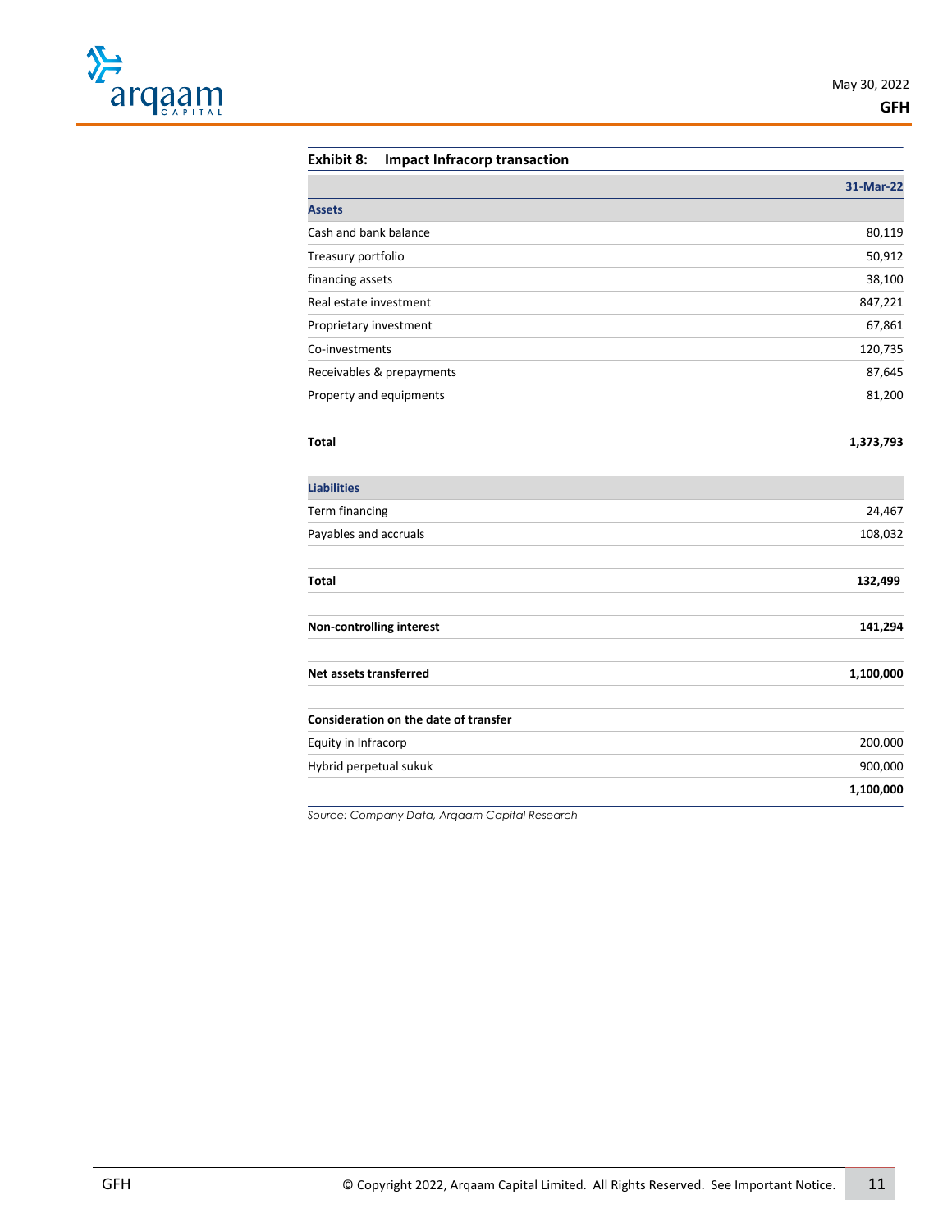**Exhibit 8: Impact Infracorp transaction**

| | 31-Mar-22 |
|---|---|
| **Assets** | |
| Cash and bank balance | 80,119 |
| Treasury portfolio | 50,912 |
| financing assets | 38,100 |
| Real estate investment | 847,221 |
| Proprietary investment | 67,861 |
| Co-investments | 120,735 |
| Receivables & prepayments | 87,645 |
| Property and equipments | 81,200 |
| | |
| **Total** | **1,373,793** |
| | |
| **Liabilities** | |
| Term financing | 24,467 |
| Payables and accruals | 108,032 |
| | |
| **Total** | **132,499** |
| | |
| **Non-controlling interest** | **141,294** |
| | |
| **Net assets transferred** | **1,100,000** |
| | |
| **Consideration on the date of transfer** | |
| Equity in Infracorp | 200,000 |
| Hybrid perpetual sukuk | 900,000 |
| | **1,100,000** |

*Source: Company Data, Arqaam Capital Research*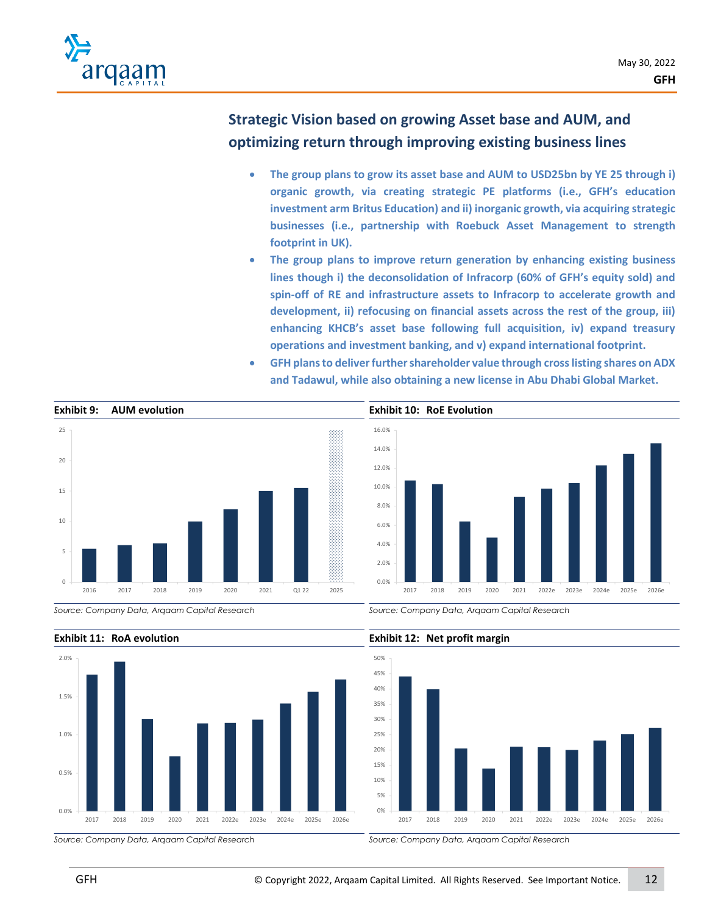## Strategic Vision based on growing Asset base and AUM, and optimizing return through improving existing business lines

- **The group plans to grow its asset base and AUM to USD25bn by YE 25 through i) organic growth, via creating strategic PE platforms (i.e., GFH's education investment arm Britus Education) and ii) inorganic growth, via acquiring strategic businesses (i.e., partnership with Roebuck Asset Management to strength footprint in UK).**
- **The group plans to improve return generation by enhancing existing business lines though i) the deconsolidation of Infracorp (60% of GFH's equity sold) and spin-off of RE and infrastructure assets to Infracorp to accelerate growth and development, ii) refocusing on financial assets across the rest of the group, iii) enhancing KHCB's asset base following full acquisition, iv) expand treasury operations and investment banking, and v) expand international footprint.**
- **GFH plans to deliver further shareholder value through cross listing shares on ADX and Tadawul, while also obtaining a new license in Abu Dhabi Global Market.**

**Exhibit 9: AUM evolution**

*Source: Company Data, Arqaam Capital Research*

**Exhibit 10: RoE Evolution**

*Source: Company Data, Arqaam Capital Research*

**Exhibit 11: RoA evolution**

*Source: Company Data, Arqaam Capital Research*

**Exhibit 12: Net profit margin**

*Source: Company Data, Arqaam Capital Research*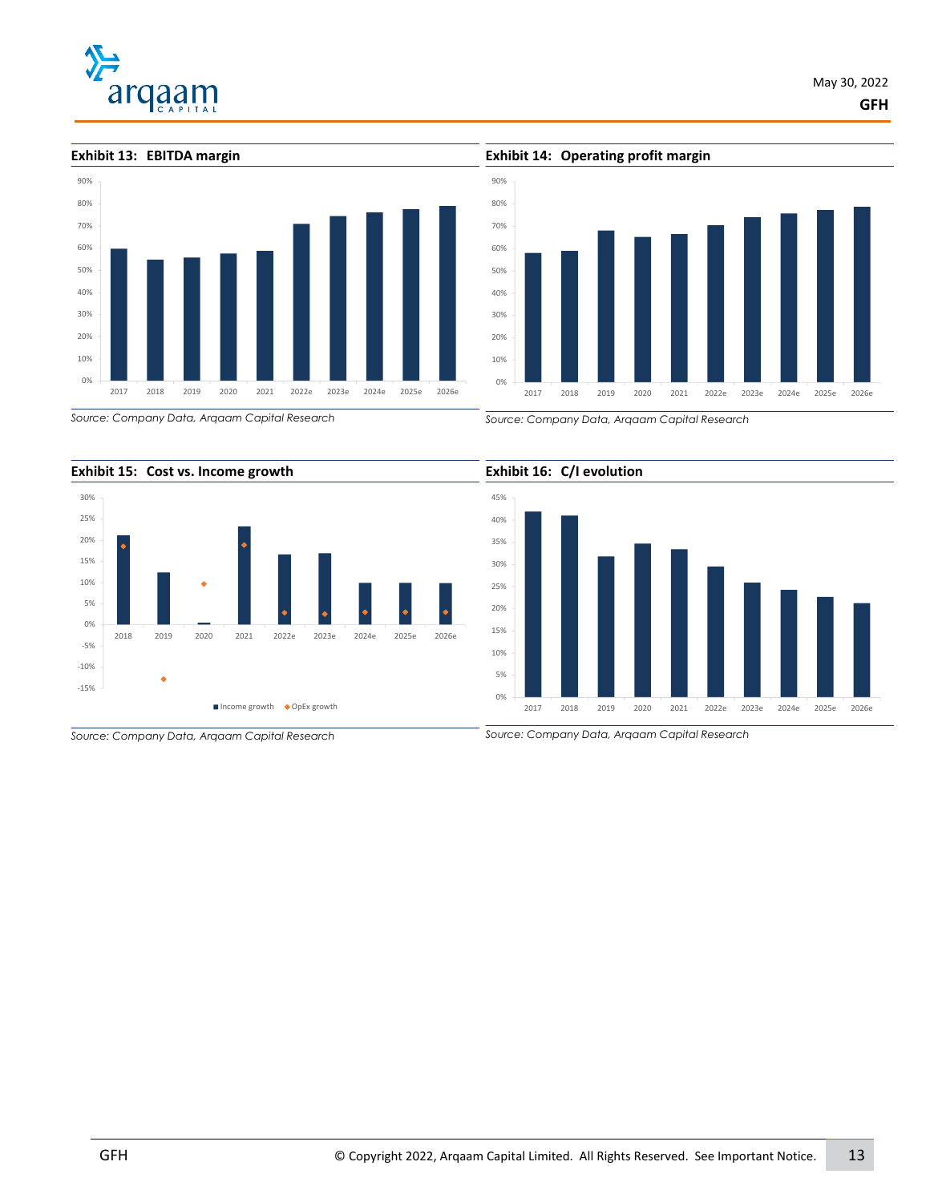### Exhibit 13: EBITDA margin

Source: Company Data, Arqaam Capital Research

### Exhibit 14: Operating profit margin

Source: Company Data, Arqaam Capital Research

### Exhibit 15: Cost vs. Income growth

Source: Company Data, Arqaam Capital Research

### Exhibit 16: C/I evolution

Source: Company Data, Arqaam Capital Research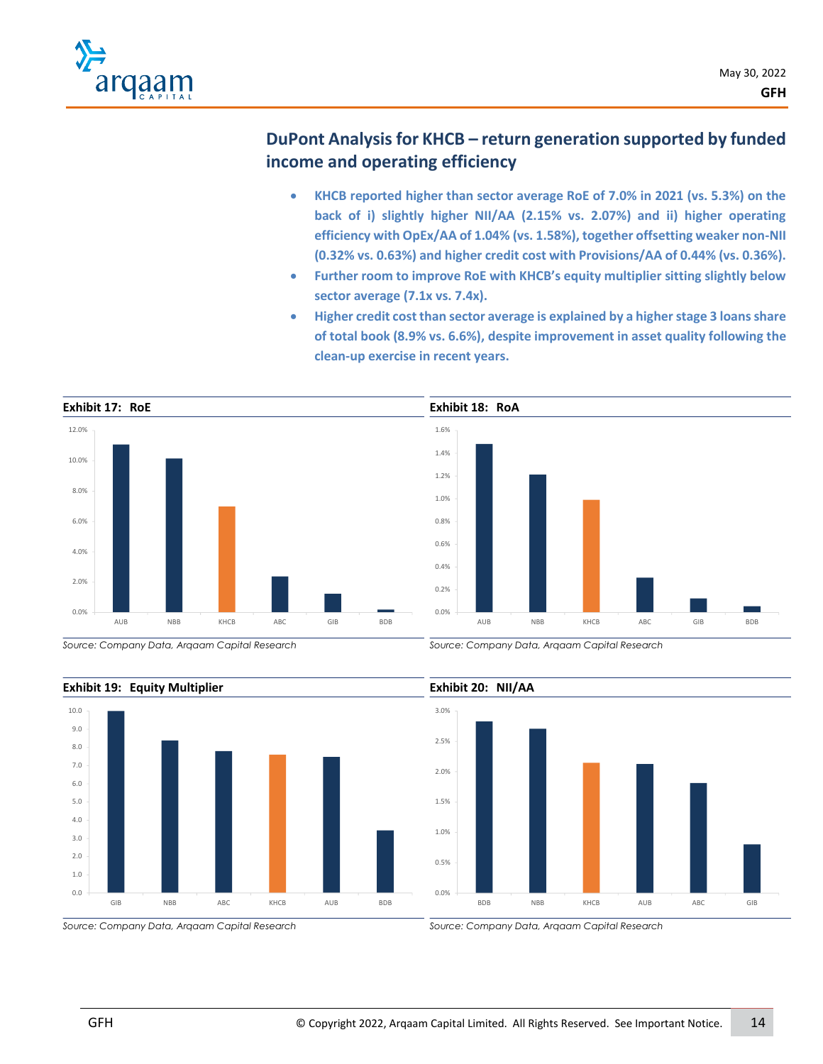## DuPont Analysis for KHCB – return generation supported by funded income and operating efficiency

- **KHCB reported higher than sector average RoE of 7.0% in 2021 (vs. 5.3%) on the back of i) slightly higher NII/AA (2.15% vs. 2.07%) and ii) higher operating efficiency with OpEx/AA of 1.04% (vs. 1.58%), together offsetting weaker non-NII (0.32% vs. 0.63%) and higher credit cost with Provisions/AA of 0.44% (vs. 0.36%).**
- **Further room to improve RoE with KHCB's equity multiplier sitting slightly below sector average (7.1x vs. 7.4x).**
- **Higher credit cost than sector average is explained by a higher stage 3 loans share of total book (8.9% vs. 6.6%), despite improvement in asset quality following the clean-up exercise in recent years.**

**Exhibit 17: RoE**

*Source: Company Data, Arqaam Capital Research*

**Exhibit 18: RoA**

*Source: Company Data, Arqaam Capital Research*

**Exhibit 19: Equity Multiplier**

*Source: Company Data, Arqaam Capital Research*

**Exhibit 20: NII/AA**

*Source: Company Data, Arqaam Capital Research*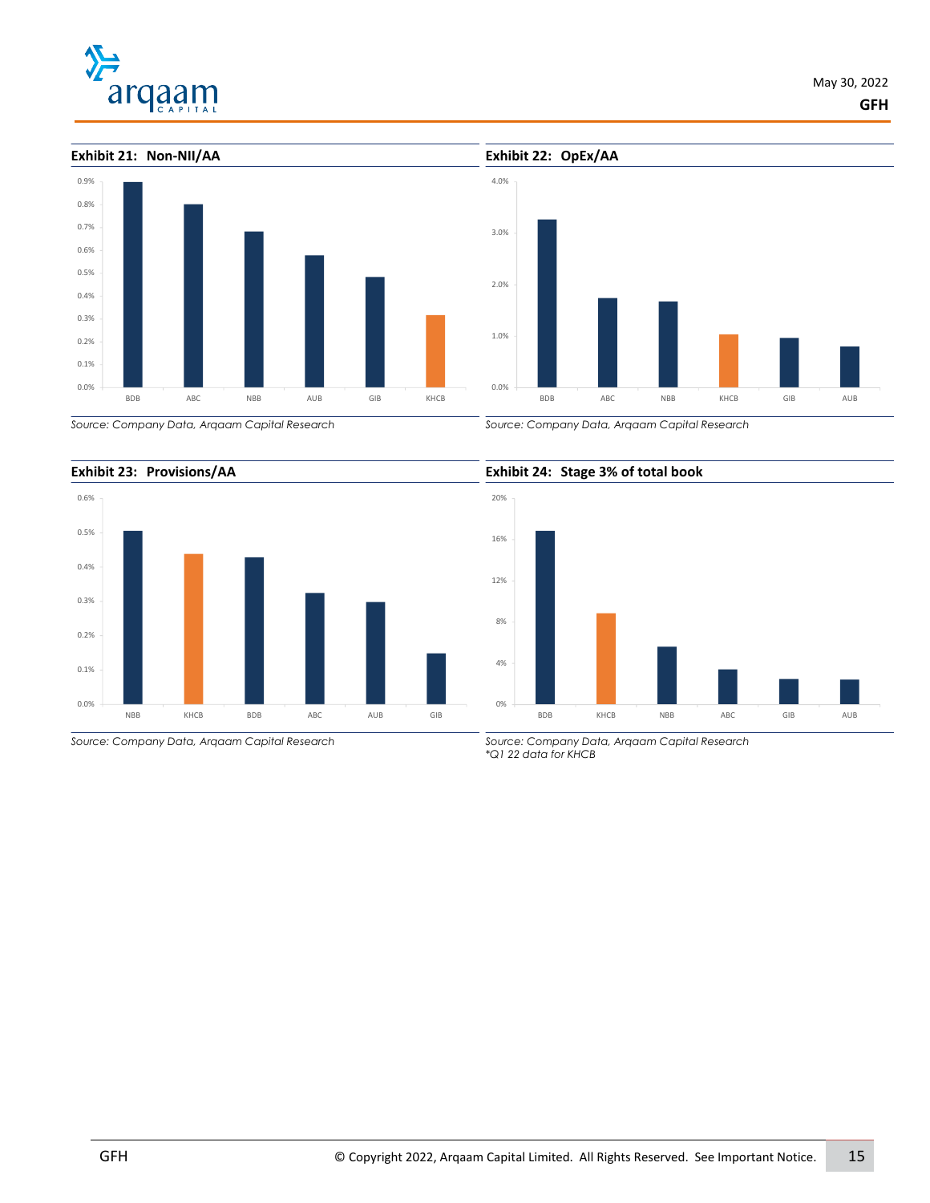**Exhibit 21: Non-NII/AA**

Source: Company Data, Arqaam Capital Research

**Exhibit 22: OpEx/AA**

Source: Company Data, Arqaam Capital Research

**Exhibit 23: Provisions/AA**

Source: Company Data, Arqaam Capital Research

**Exhibit 24: Stage 3% of total book**

Source: Company Data, Arqaam Capital Research
*Q1 22 data for KHCB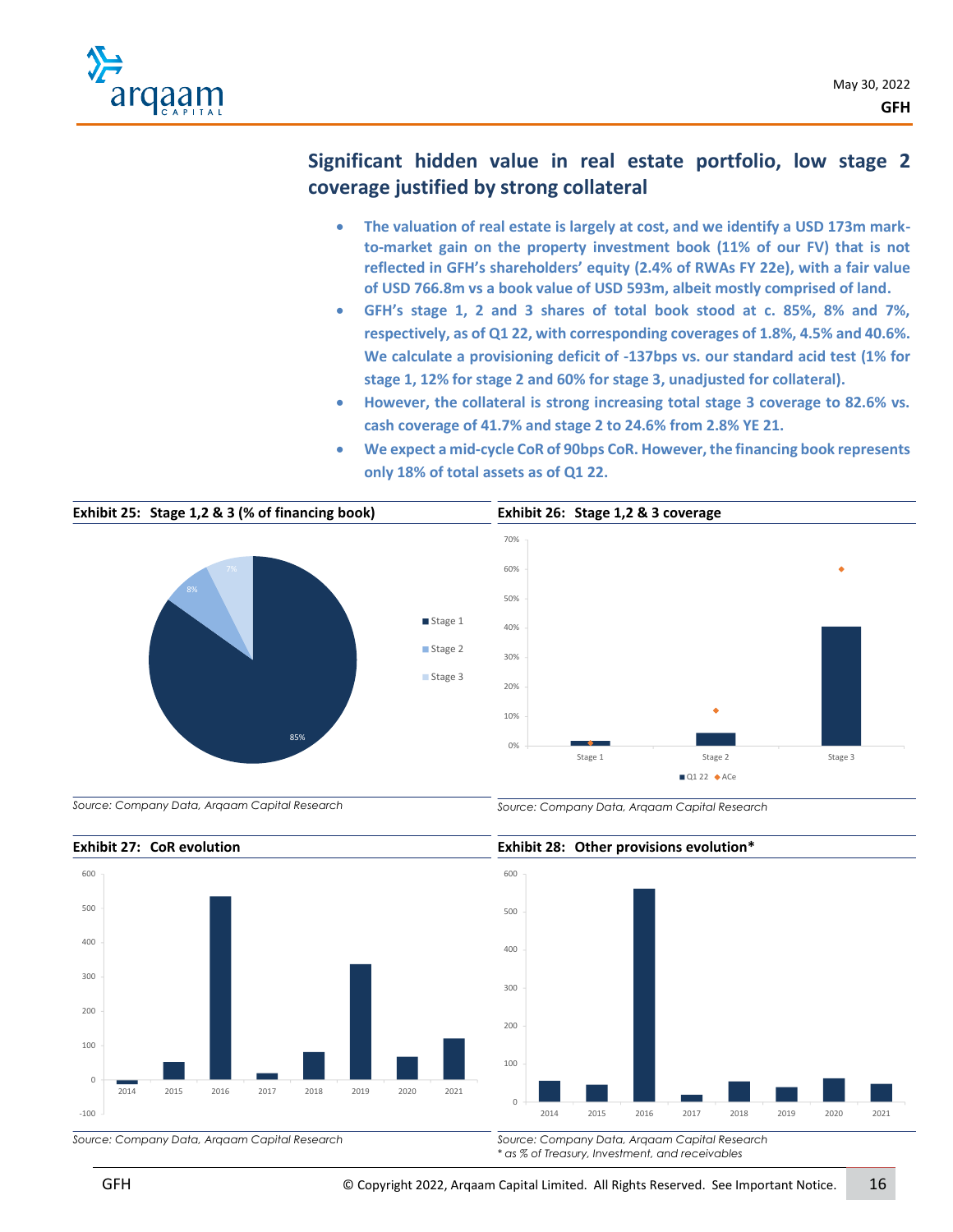## Significant hidden value in real estate portfolio, low stage 2 coverage justified by strong collateral

- **The valuation of real estate is largely at cost, and we identify a USD 173m mark-to-market gain on the property investment book (11% of our FV) that is not reflected in GFH's shareholders' equity (2.4% of RWAs FY 22e), with a fair value of USD 766.8m vs a book value of USD 593m, albeit mostly comprised of land.**
- **GFH's stage 1, 2 and 3 shares of total book stood at c. 85%, 8% and 7%, respectively, as of Q1 22, with corresponding coverages of 1.8%, 4.5% and 40.6%. We calculate a provisioning deficit of -137bps vs. our standard acid test (1% for stage 1, 12% for stage 2 and 60% for stage 3, unadjusted for collateral).**
- **However, the collateral is strong increasing total stage 3 coverage to 82.6% vs. cash coverage of 41.7% and stage 2 to 24.6% from 2.8% YE 21.**
- **We expect a mid-cycle CoR of 90bps CoR. However, the financing book represents only 18% of total assets as of Q1 22.**

**Exhibit 25: Stage 1,2 & 3 (% of financing book)**

| Stage | % of financing book |
|---|---|
| Stage 1 | 85% |
| Stage 2 | 8% |
| Stage 3 | 7% |

*Source: Company Data, Arqaam Capital Research*

**Exhibit 26: Stage 1,2 & 3 coverage**

| | Q1 22 | ACe |
|---|---|---|
| Stage 1 | 1.8% | 1% |
| Stage 2 | 4.5% | 12% |
| Stage 3 | 40.6% | 60% |

*Source: Company Data, Arqaam Capital Research*

**Exhibit 27: CoR evolution**

*Source: Company Data, Arqaam Capital Research*

**Exhibit 28: Other provisions evolution***

*Source: Company Data, Arqaam Capital Research*
*\* as % of Treasury, Investment, and receivables*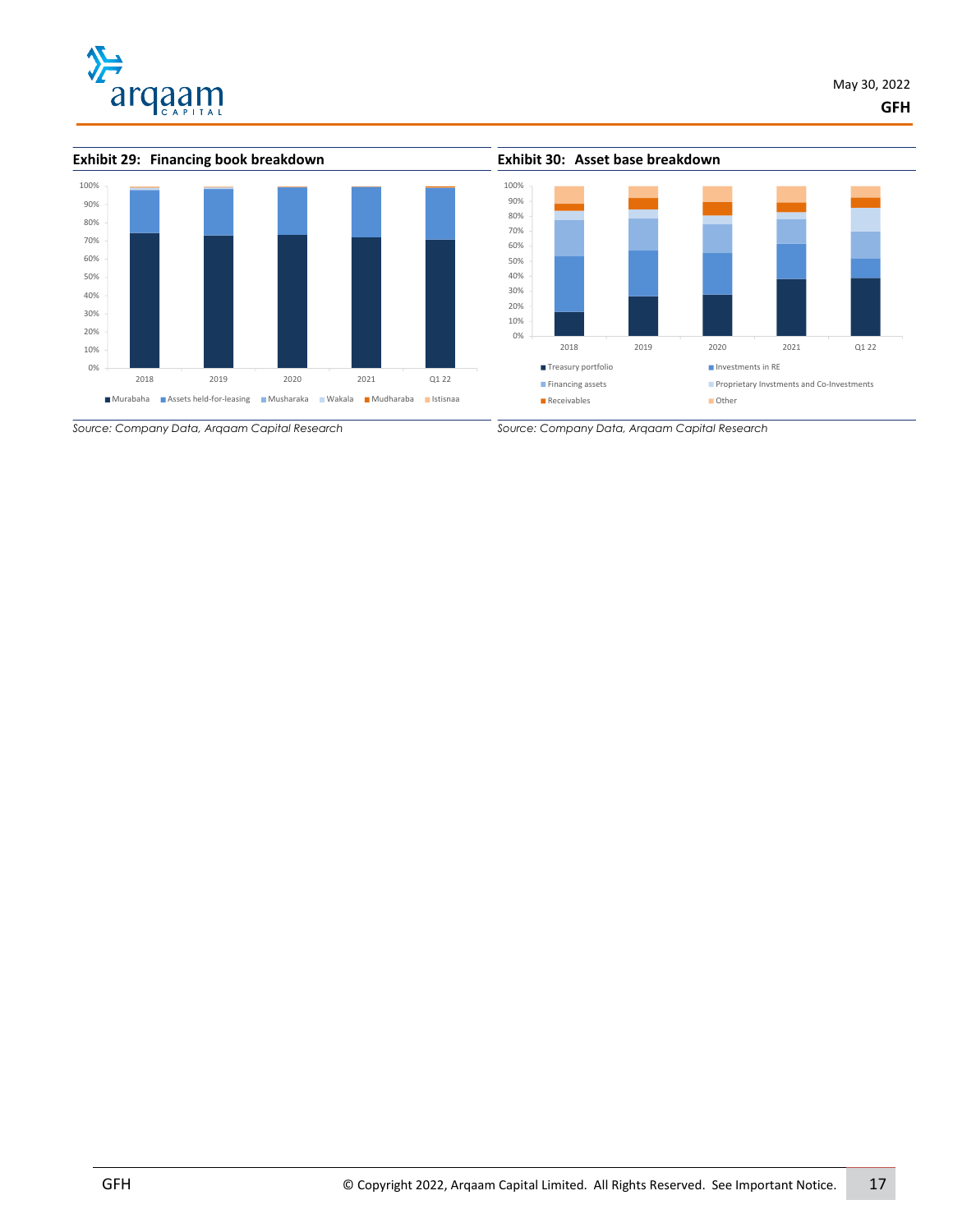**Exhibit 29: Financing book breakdown**

Source: Company Data, Arqaam Capital Research

**Exhibit 30: Asset base breakdown**

Source: Company Data, Arqaam Capital Research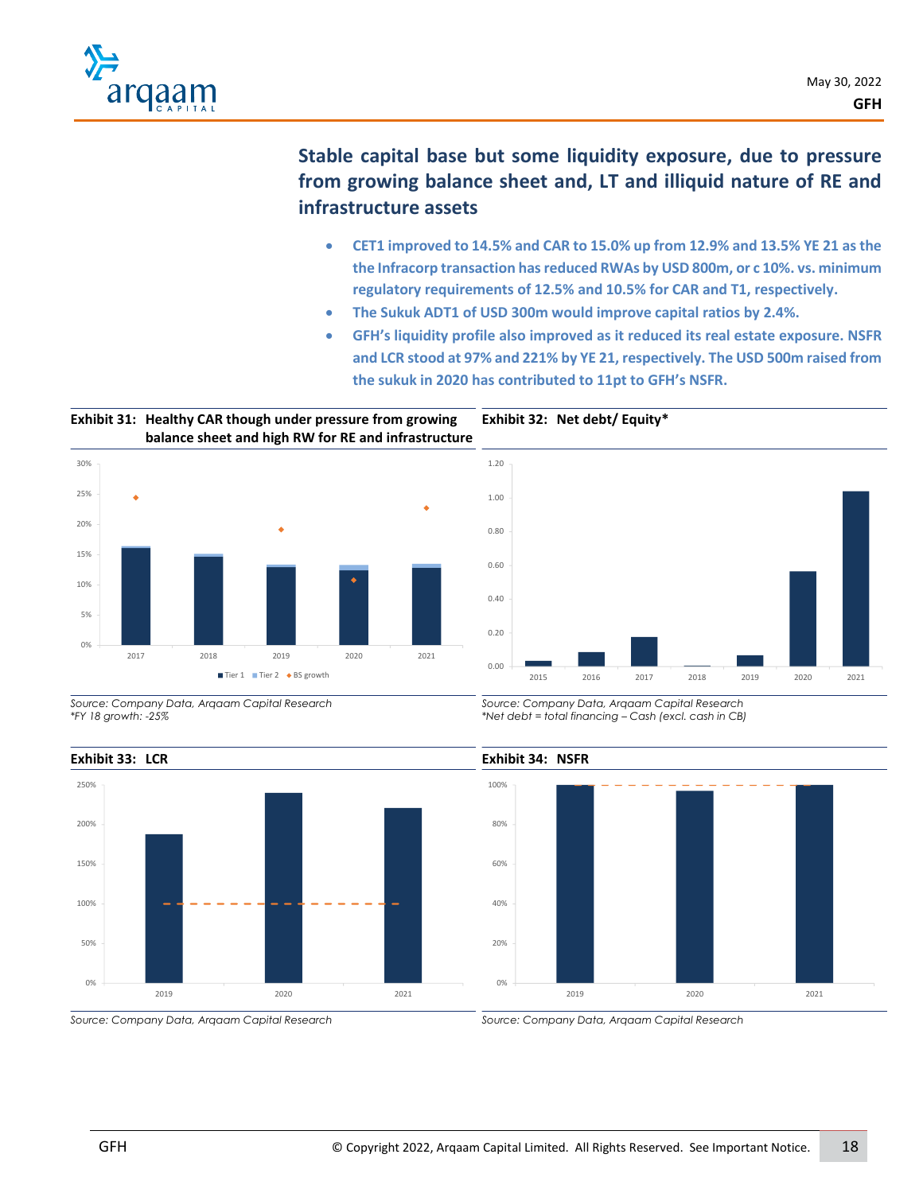## Stable capital base but some liquidity exposure, due to pressure from growing balance sheet and, LT and illiquid nature of RE and infrastructure assets

- **CET1 improved to 14.5% and CAR to 15.0% up from 12.9% and 13.5% YE 21 as the the Infracorp transaction has reduced RWAs by USD 800m, or c 10%. vs. minimum regulatory requirements of 12.5% and 10.5% for CAR and T1, respectively.**
- **The Sukuk ADT1 of USD 300m would improve capital ratios by 2.4%.**
- **GFH's liquidity profile also improved as it reduced its real estate exposure. NSFR and LCR stood at 97% and 221% by YE 21, respectively. The USD 500m raised from the sukuk in 2020 has contributed to 11pt to GFH's NSFR.**

**Exhibit 31: Healthy CAR though under pressure from growing balance sheet and high RW for RE and infrastructure**

Tier 1 · Tier 2 · BS growth (2017–2021)

Source: Company Data, Arqaam Capital Research
*FY 18 growth: -25%

**Exhibit 32: Net debt/ Equity***

Source: Company Data, Arqaam Capital Research
*Net debt = total financing – Cash (excl. cash in CB)

**Exhibit 33: LCR**

Source: Company Data, Arqaam Capital Research

**Exhibit 34: NSFR**

Source: Company Data, Arqaam Capital Research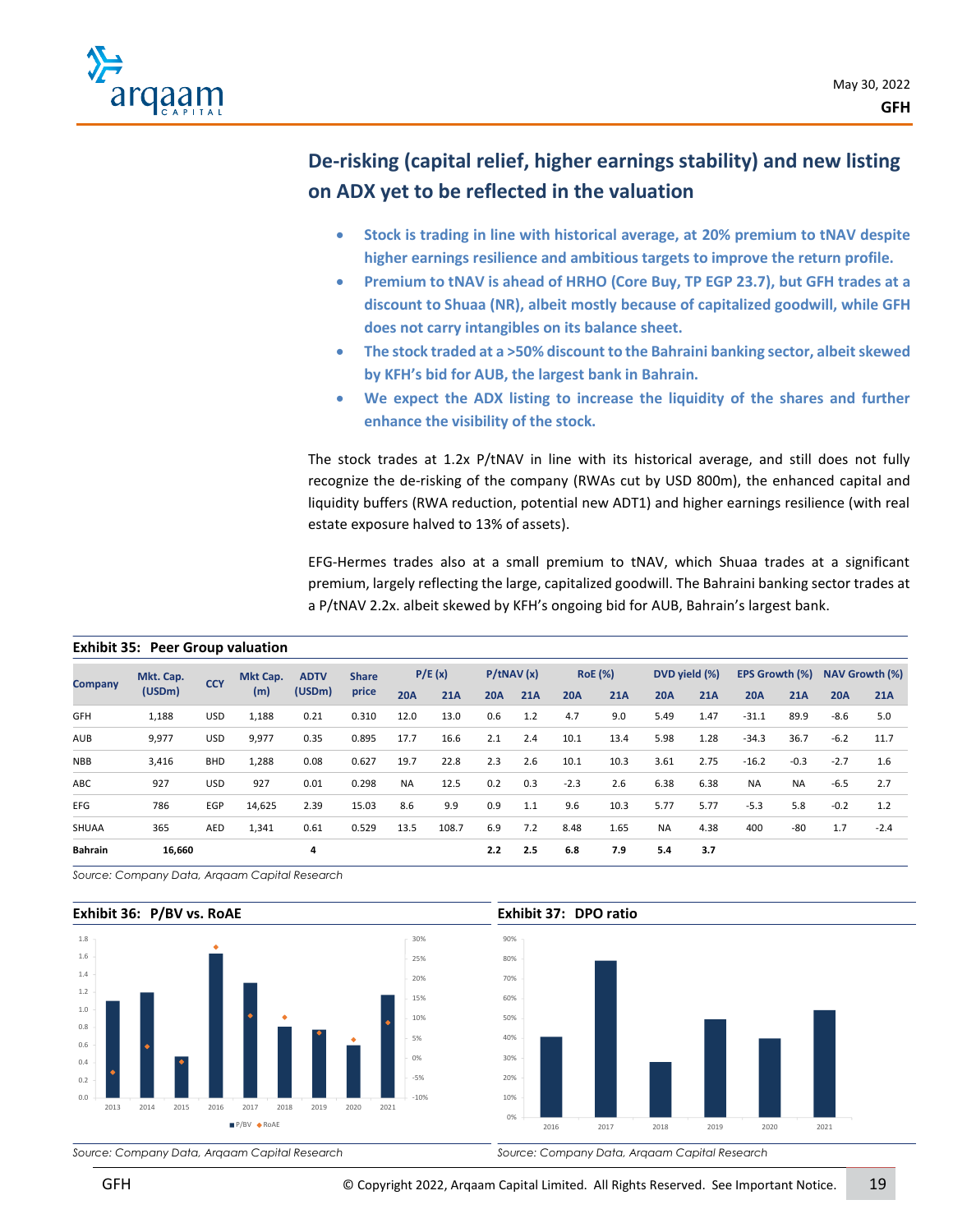## De-risking (capital relief, higher earnings stability) and new listing on ADX yet to be reflected in the valuation

- **Stock is trading in line with historical average, at 20% premium to tNAV despite higher earnings resilience and ambitious targets to improve the return profile.**
- **Premium to tNAV is ahead of HRHO (Core Buy, TP EGP 23.7), but GFH trades at a discount to Shuaa (NR), albeit mostly because of capitalized goodwill, while GFH does not carry intangibles on its balance sheet.**
- **The stock traded at a >50% discount to the Bahraini banking sector, albeit skewed by KFH's bid for AUB, the largest bank in Bahrain.**
- **We expect the ADX listing to increase the liquidity of the shares and further enhance the visibility of the stock.**

The stock trades at 1.2x P/tNAV in line with its historical average, and still does not fully recognize the de-risking of the company (RWAs cut by USD 800m), the enhanced capital and liquidity buffers (RWA reduction, potential new ADT1) and higher earnings resilience (with real estate exposure halved to 13% of assets).

EFG-Hermes trades also at a small premium to tNAV, which Shuaa trades at a significant premium, largely reflecting the large, capitalized goodwill. The Bahraini banking sector trades at a P/tNAV 2.2x. albeit skewed by KFH's ongoing bid for AUB, Bahrain's largest bank.

**Exhibit 35: Peer Group valuation**

| Company | Mkt. Cap. (USDm) | CCY | Mkt Cap. (m) | ADTV (USDm) | Share price | P/E (x) | | P/tNAV (x) | | RoE (%) | | DVD yield (%) | | EPS Growth (%) | | NAV Growth (%) | |
|---|---|---|---|---|---|---|---|---|---|---|---|---|---|---|---|---|---|
| | | | | | | 20A | 21A | 20A | 21A | 20A | 21A | 20A | 21A | 20A | 21A | 20A | 21A |
| GFH | 1,188 | USD | 1,188 | 0.21 | 0.310 | 12.0 | 13.0 | 0.6 | 1.2 | 4.7 | 9.0 | 5.49 | 1.47 | -31.1 | 89.9 | -8.6 | 5.0 |
| AUB | 9,977 | USD | 9,977 | 0.35 | 0.895 | 17.7 | 16.6 | 2.1 | 2.4 | 10.1 | 13.4 | 5.98 | 1.28 | -34.3 | 36.7 | -6.2 | 11.7 |
| NBB | 3,416 | BHD | 1,288 | 0.08 | 0.627 | 19.7 | 22.8 | 2.3 | 2.6 | 10.1 | 10.3 | 3.61 | 2.75 | -16.2 | -0.3 | -2.7 | 1.6 |
| ABC | 927 | USD | 927 | 0.01 | 0.298 | NA | 12.5 | 0.2 | 0.3 | -2.3 | 2.6 | 6.38 | 6.38 | NA | NA | -6.5 | 2.7 |
| EFG | 786 | EGP | 14,625 | 2.39 | 15.03 | 8.6 | 9.9 | 0.9 | 1.1 | 9.6 | 10.3 | 5.77 | 5.77 | -5.3 | 5.8 | -0.2 | 1.2 |
| SHUAA | 365 | AED | 1,341 | 0.61 | 0.529 | 13.5 | 108.7 | 6.9 | 7.2 | 8.48 | 1.65 | NA | 4.38 | 400 | -80 | 1.7 | -2.4 |
| **Bahrain** | **16,660** | | | **4** | | | | **2.2** | **2.5** | **6.8** | **7.9** | **5.4** | **3.7** | | | | |

*Source: Company Data, Arqaam Capital Research*

**Exhibit 36: P/BV vs. RoAE**

*Source: Company Data, Arqaam Capital Research*

**Exhibit 37: DPO ratio**

*Source: Company Data, Arqaam Capital Research*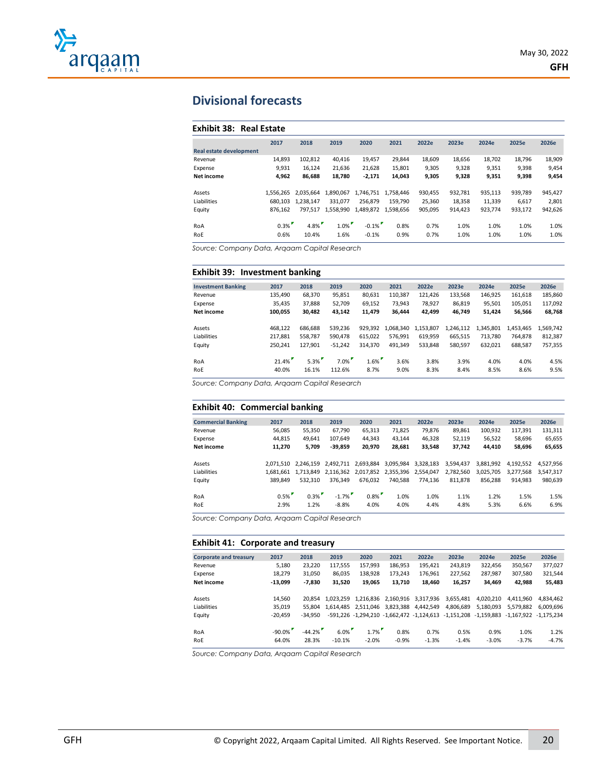## Divisional forecasts

### Exhibit 38: Real Estate

| Real estate development | 2017 | 2018 | 2019 | 2020 | 2021 | 2022e | 2023e | 2024e | 2025e | 2026e |
|---|---|---|---|---|---|---|---|---|---|---|
| Revenue | 14,893 | 102,812 | 40,416 | 19,457 | 29,844 | 18,609 | 18,656 | 18,702 | 18,796 | 18,909 |
| Expense | 9,931 | 16,124 | 21,636 | 21,628 | 15,801 | 9,305 | 9,328 | 9,351 | 9,398 | 9,454 |
| **Net income** | **4,962** | **86,688** | **18,780** | **-2,171** | **14,043** | **9,305** | **9,328** | **9,351** | **9,398** | **9,454** |
| | | | | | | | | | | |
| Assets | 1,556,265 | 2,035,664 | 1,890,067 | 1,746,751 | 1,758,446 | 930,455 | 932,781 | 935,113 | 939,789 | 945,427 |
| Liabilities | 680,103 | 1,238,147 | 331,077 | 256,879 | 159,790 | 25,360 | 18,358 | 11,339 | 6,617 | 2,801 |
| Equity | 876,162 | 797,517 | 1,558,990 | 1,489,872 | 1,598,656 | 905,095 | 914,423 | 923,774 | 933,172 | 942,626 |
| | | | | | | | | | | |
| RoA | 0.3% | 4.8% | 1.0% | -0.1% | 0.8% | 0.7% | 1.0% | 1.0% | 1.0% | 1.0% |
| RoE | 0.6% | 10.4% | 1.6% | -0.1% | 0.9% | 0.7% | 1.0% | 1.0% | 1.0% | 1.0% |

*Source: Company Data, Arqaam Capital Research*

### Exhibit 39: Investment banking

| Investment Banking | 2017 | 2018 | 2019 | 2020 | 2021 | 2022e | 2023e | 2024e | 2025e | 2026e |
|---|---|---|---|---|---|---|---|---|---|---|
| Revenue | 135,490 | 68,370 | 95,851 | 80,631 | 110,387 | 121,426 | 133,568 | 146,925 | 161,618 | 185,860 |
| Expense | 35,435 | 37,888 | 52,709 | 69,152 | 73,943 | 78,927 | 86,819 | 95,501 | 105,051 | 117,092 |
| **Net income** | **100,055** | **30,482** | **43,142** | **11,479** | **36,444** | **42,499** | **46,749** | **51,424** | **56,566** | **68,768** |
| | | | | | | | | | | |
| Assets | 468,122 | 686,688 | 539,236 | 929,392 | 1,068,340 | 1,153,807 | 1,246,112 | 1,345,801 | 1,453,465 | 1,569,742 |
| Liabilities | 217,881 | 558,787 | 590,478 | 615,022 | 576,991 | 619,959 | 665,515 | 713,780 | 764,878 | 812,387 |
| Equity | 250,241 | 127,901 | -51,242 | 314,370 | 491,349 | 533,848 | 580,597 | 632,021 | 688,587 | 757,355 |
| | | | | | | | | | | |
| RoA | 21.4% | 5.3% | 7.0% | 1.6% | 3.6% | 3.8% | 3.9% | 4.0% | 4.0% | 4.5% |
| RoE | 40.0% | 16.1% | 112.6% | 8.7% | 9.0% | 8.3% | 8.4% | 8.5% | 8.6% | 9.5% |

*Source: Company Data, Arqaam Capital Research*

### Exhibit 40: Commercial banking

| Commercial Banking | 2017 | 2018 | 2019 | 2020 | 2021 | 2022e | 2023e | 2024e | 2025e | 2026e |
|---|---|---|---|---|---|---|---|---|---|---|
| Revenue | 56,085 | 55,350 | 67,790 | 65,313 | 71,825 | 79,876 | 89,861 | 100,932 | 117,391 | 131,311 |
| Expense | 44,815 | 49,641 | 107,649 | 44,343 | 43,144 | 46,328 | 52,119 | 56,522 | 58,696 | 65,655 |
| **Net income** | **11,270** | **5,709** | **-39,859** | **20,970** | **28,681** | **33,548** | **37,742** | **44,410** | **58,696** | **65,655** |
| | | | | | | | | | | |
| Assets | 2,071,510 | 2,246,159 | 2,492,711 | 2,693,884 | 3,095,984 | 3,328,183 | 3,594,437 | 3,881,992 | 4,192,552 | 4,527,956 |
| Liabilities | 1,681,661 | 1,713,849 | 2,116,362 | 2,017,852 | 2,355,396 | 2,554,047 | 2,782,560 | 3,025,705 | 3,277,568 | 3,547,317 |
| Equity | 389,849 | 532,310 | 376,349 | 676,032 | 740,588 | 774,136 | 811,878 | 856,288 | 914,983 | 980,639 |
| | | | | | | | | | | |
| RoA | 0.5% | 0.3% | -1.7% | 0.8% | 1.0% | 1.0% | 1.1% | 1.2% | 1.5% | 1.5% |
| RoE | 2.9% | 1.2% | -8.8% | 4.0% | 4.0% | 4.4% | 4.8% | 5.3% | 6.6% | 6.9% |

*Source: Company Data, Arqaam Capital Research*

### Exhibit 41: Corporate and treasury

| Corporate and treasury | 2017 | 2018 | 2019 | 2020 | 2021 | 2022e | 2023e | 2024e | 2025e | 2026e |
|---|---|---|---|---|---|---|---|---|---|---|
| Revenue | 5,180 | 23,220 | 117,555 | 157,993 | 186,953 | 195,421 | 243,819 | 322,456 | 350,567 | 377,027 |
| Expense | 18,279 | 31,050 | 86,035 | 138,928 | 173,243 | 176,961 | 227,562 | 287,987 | 307,580 | 321,544 |
| **Net income** | **-13,099** | **-7,830** | **31,520** | **19,065** | **13,710** | **18,460** | **16,257** | **34,469** | **42,988** | **55,483** |
| | | | | | | | | | | |
| Assets | 14,560 | 20,854 | 1,023,259 | 1,216,836 | 2,160,916 | 3,317,936 | 3,655,481 | 4,020,210 | 4,411,960 | 4,834,462 |
| Liabilities | 35,019 | 55,804 | 1,614,485 | 2,511,046 | 3,823,388 | 4,442,549 | 4,806,689 | 5,180,093 | 5,579,882 | 6,009,696 |
| Equity | -20,459 | -34,950 | -591,226 | -1,294,210 | -1,662,472 | -1,124,613 | -1,151,208 | -1,159,883 | -1,167,922 | -1,175,234 |
| | | | | | | | | | | |
| RoA | -90.0% | -44.2% | 6.0% | 1.7% | 0.8% | 0.7% | 0.5% | 0.9% | 1.0% | 1.2% |
| RoE | 64.0% | 28.3% | -10.1% | -2.0% | -0.9% | -1.3% | -1.4% | -3.0% | -3.7% | -4.7% |

*Source: Company Data, Arqaam Capital Research*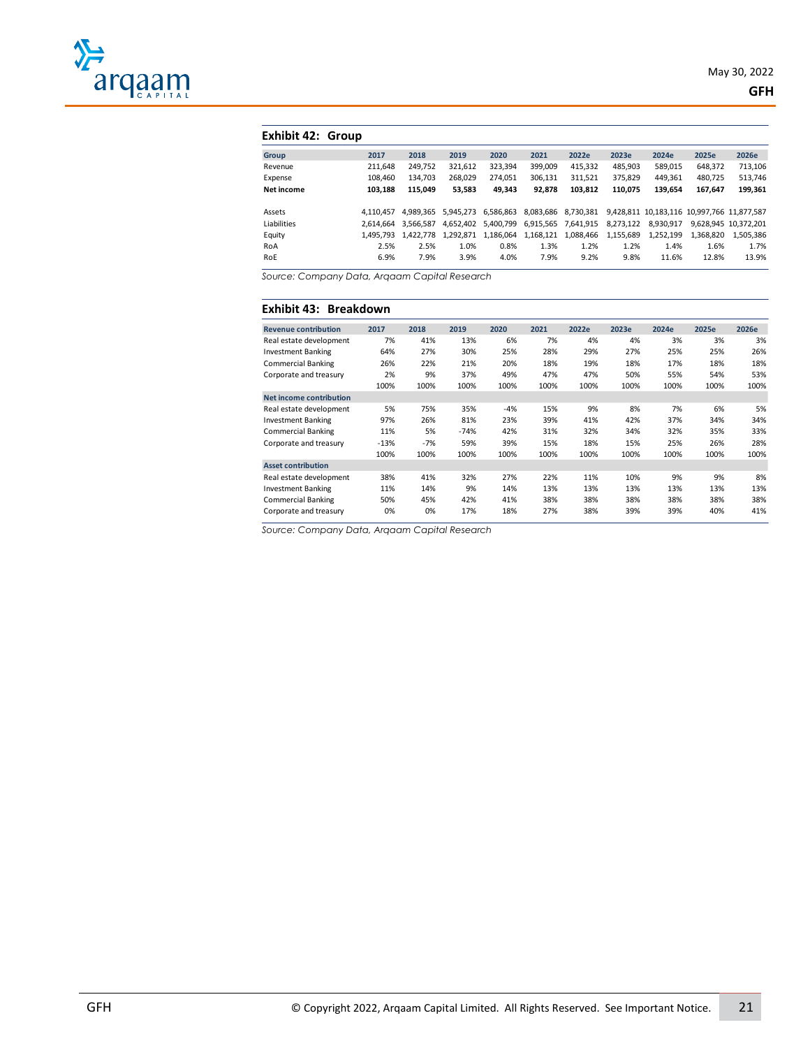### Exhibit 42: Group

| Group | 2017 | 2018 | 2019 | 2020 | 2021 | 2022e | 2023e | 2024e | 2025e | 2026e |
|---|---|---|---|---|---|---|---|---|---|---|
| Revenue | 211,648 | 249,752 | 321,612 | 323,394 | 399,009 | 415,332 | 485,903 | 589,015 | 648,372 | 713,106 |
| Expense | 108,460 | 134,703 | 268,029 | 274,051 | 306,131 | 311,521 | 375,829 | 449,361 | 480,725 | 513,746 |
| **Net income** | **103,188** | **115,049** | **53,583** | **49,343** | **92,878** | **103,812** | **110,075** | **139,654** | **167,647** | **199,361** |
| | | | | | | | | | | |
| Assets | 4,110,457 | 4,989,365 | 5,945,273 | 6,586,863 | 8,083,686 | 8,730,381 | 9,428,811 | 10,183,116 | 10,997,766 | 11,877,587 |
| Liabilities | 2,614,664 | 3,566,587 | 4,652,402 | 5,400,799 | 6,915,565 | 7,641,915 | 8,273,122 | 8,930,917 | 9,628,945 | 10,372,201 |
| Equity | 1,495,793 | 1,422,778 | 1,292,871 | 1,186,064 | 1,168,121 | 1,088,466 | 1,155,689 | 1,252,199 | 1,368,820 | 1,505,386 |
| RoA | 2.5% | 2.5% | 1.0% | 0.8% | 1.3% | 1.2% | 1.2% | 1.4% | 1.6% | 1.7% |
| RoE | 6.9% | 7.9% | 3.9% | 4.0% | 7.9% | 9.2% | 9.8% | 11.6% | 12.8% | 13.9% |

*Source: Company Data, Arqaam Capital Research*

### Exhibit 43: Breakdown

| Revenue contribution | 2017 | 2018 | 2019 | 2020 | 2021 | 2022e | 2023e | 2024e | 2025e | 2026e |
|---|---|---|---|---|---|---|---|---|---|---|
| Real estate development | 7% | 41% | 13% | 6% | 7% | 4% | 4% | 3% | 3% | 3% |
| Investment Banking | 64% | 27% | 30% | 25% | 28% | 29% | 27% | 25% | 25% | 26% |
| Commercial Banking | 26% | 22% | 21% | 20% | 18% | 19% | 18% | 17% | 18% | 18% |
| Corporate and treasury | 2% | 9% | 37% | 49% | 47% | 47% | 50% | 55% | 54% | 53% |
| | 100% | 100% | 100% | 100% | 100% | 100% | 100% | 100% | 100% | 100% |
| **Net income contribution** | | | | | | | | | | |
| Real estate development | 5% | 75% | 35% | -4% | 15% | 9% | 8% | 7% | 6% | 5% |
| Investment Banking | 97% | 26% | 81% | 23% | 39% | 41% | 42% | 37% | 34% | 34% |
| Commercial Banking | 11% | 5% | -74% | 42% | 31% | 32% | 34% | 32% | 35% | 33% |
| Corporate and treasury | -13% | -7% | 59% | 39% | 15% | 18% | 15% | 25% | 26% | 28% |
| | 100% | 100% | 100% | 100% | 100% | 100% | 100% | 100% | 100% | 100% |
| **Asset contribution** | | | | | | | | | | |
| Real estate development | 38% | 41% | 32% | 27% | 22% | 11% | 10% | 9% | 9% | 8% |
| Investment Banking | 11% | 14% | 9% | 14% | 13% | 13% | 13% | 13% | 13% | 13% |
| Commercial Banking | 50% | 45% | 42% | 41% | 38% | 38% | 38% | 38% | 38% | 38% |
| Corporate and treasury | 0% | 0% | 17% | 18% | 27% | 38% | 39% | 39% | 40% | 41% |

*Source: Company Data, Arqaam Capital Research*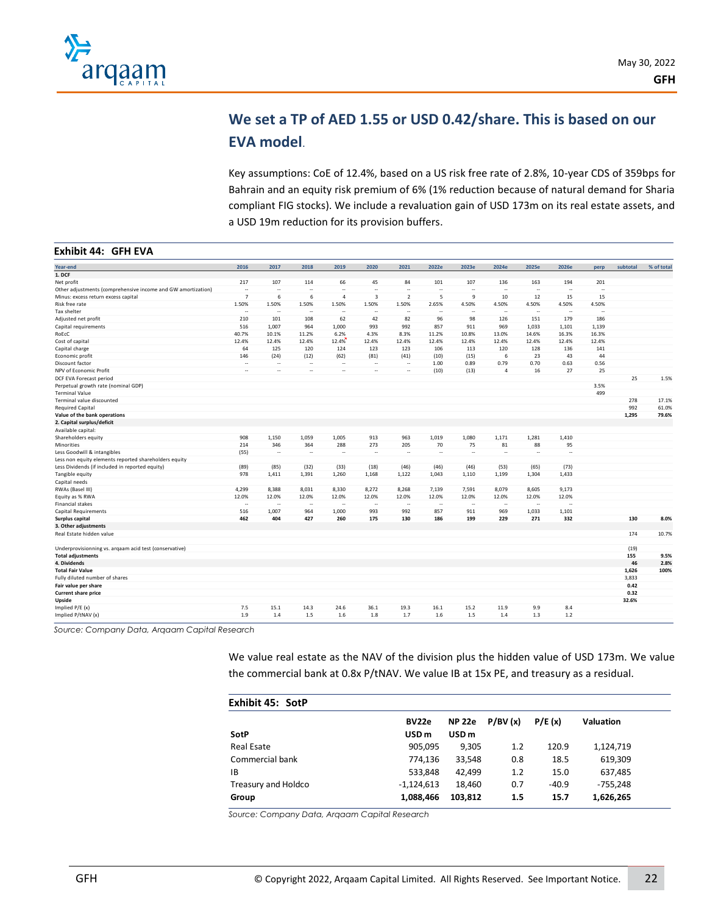## We set a TP of AED 1.55 or USD 0.42/share. This is based on our EVA model.

Key assumptions: CoE of 12.4%, based on a US risk free rate of 2.8%, 10-year CDS of 359bps for Bahrain and an equity risk premium of 6% (1% reduction because of natural demand for Sharia compliant FIG stocks). We include a revaluation gain of USD 173m on its real estate assets, and a USD 19m reduction for its provision buffers.

**Exhibit 44: GFH EVA**

| Year-end | 2016 | 2017 | 2018 | 2019 | 2020 | 2021 | 2022e | 2023e | 2024e | 2025e | 2026e | perp | subtotal | % of total |
|---|---|---|---|---|---|---|---|---|---|---|---|---|---|---|
| **1. DCF** | | | | | | | | | | | | | | |
| Net profit | 217 | 107 | 114 | 66 | 45 | 84 | 101 | 107 | 136 | 163 | 194 | 201 | | |
| Other adjustments (comprehensive income and GW amortization) | -- | -- | -- | -- | -- | -- | -- | -- | -- | -- | -- | -- | | |
| Minus: excess return excess capital | 7 | 6 | 6 | 4 | 3 | 2 | 5 | 9 | 10 | 12 | 15 | 15 | | |
| Risk free rate | 1.50% | 1.50% | 1.50% | 1.50% | 1.50% | 1.50% | 2.65% | 4.50% | 4.50% | 4.50% | 4.50% | 4.50% | | |
| Tax shelter | -- | -- | -- | -- | -- | -- | -- | -- | -- | -- | -- | -- | | |
| Adjusted net profit | 210 | 101 | 108 | 62 | 42 | 82 | 96 | 98 | 126 | 151 | 179 | 186 | | |
| Capital requirements | 516 | 1,007 | 964 | 1,000 | 993 | 992 | 857 | 911 | 969 | 1,033 | 1,101 | 1,139 | | |
| RoEcC | 40.7% | 10.1% | 11.2% | 6.2% | 4.3% | 8.3% | 11.2% | 10.8% | 13.0% | 14.6% | 16.3% | 16.3% | | |
| Cost of capital | 12.4% | 12.4% | 12.4% | 12.4% | 12.4% | 12.4% | 12.4% | 12.4% | 12.4% | 12.4% | 12.4% | 12.4% | | |
| Capital charge | 64 | 125 | 120 | 124 | 123 | 123 | 106 | 113 | 120 | 128 | 136 | 141 | | |
| Economic profit | 146 | (24) | (12) | (62) | (81) | (41) | (10) | (15) | 6 | 23 | 43 | 44 | | |
| Discount factor | -- | -- | -- | -- | -- | -- | 1.00 | 0.89 | 0.79 | 0.70 | 0.63 | 0.56 | | |
| NPV of Economic Profit | -- | -- | -- | -- | -- | -- | (10) | (13) | 4 | 16 | 27 | 25 | | |
| DCF EVA Forecast period | | | | | | | | | | | | | 25 | 1.5% |
| Perpetual growth rate (nominal GDP) | | | | | | | | | | | | 3.5% | | |
| Terminal Value | | | | | | | | | | | | 499 | | |
| Terminal value discounted | | | | | | | | | | | | | 278 | 17.1% |
| Required Capital | | | | | | | | | | | | | 992 | 61.0% |
| **Value of the bank operations** | | | | | | | | | | | | | **1,295** | **79.6%** |
| **2. Capital surplus/deficit** | | | | | | | | | | | | | | |
| Available capital: | | | | | | | | | | | | | | |
| Shareholders equity | 908 | 1,150 | 1,059 | 1,005 | 913 | 963 | 1,019 | 1,080 | 1,171 | 1,281 | 1,410 | | | |
| Minorities | 214 | 346 | 364 | 288 | 273 | 205 | 70 | 75 | 81 | 88 | 95 | | | |
| Less Goodwill & intangibles | (55) | -- | -- | -- | -- | -- | -- | -- | -- | -- | -- | | | |
| Less non equity elements reported shareholders equity | | | | | | | | | | | | | | |
| Less Dividends (if included in reported equity) | (89) | (85) | (32) | (33) | (18) | (46) | (46) | (46) | (53) | (65) | (73) | | | |
| Tangible equity | 978 | 1,411 | 1,391 | 1,260 | 1,168 | 1,122 | 1,043 | 1,110 | 1,199 | 1,304 | 1,433 | | | |
| Capital needs | | | | | | | | | | | | | | |
| RWAs (Basel III) | 4,299 | 8,388 | 8,031 | 8,330 | 8,272 | 8,268 | 7,139 | 7,591 | 8,079 | 8,605 | 9,173 | | | |
| Equity as % RWA | 12.0% | 12.0% | 12.0% | 12.0% | 12.0% | 12.0% | 12.0% | 12.0% | 12.0% | 12.0% | 12.0% | | | |
| Financial stakes | -- | -- | -- | -- | -- | -- | -- | -- | -- | -- | -- | | | |
| Capital Requirements | 516 | 1,007 | 964 | 1,000 | 993 | 992 | 857 | 911 | 969 | 1,033 | 1,101 | | | |
| **Surplus capital** | **462** | **404** | **427** | **260** | **175** | **130** | **186** | **199** | **229** | **271** | **332** | | **130** | **8.0%** |
| **3. Other adjustments** | | | | | | | | | | | | | | |
| Real Estate hidden value | | | | | | | | | | | | | 174 | 10.7% |
| Underprovisionning vs. arqaam acid test (conservative) | | | | | | | | | | | | | (19) | |
| **Total adjustments** | | | | | | | | | | | | | **155** | **9.5%** |
| **4. Dividends** | | | | | | | | | | | | | **46** | **2.8%** |
| **Total Fair Value** | | | | | | | | | | | | | **1,626** | **100%** |
| Fully diluted number of shares | | | | | | | | | | | | | 3,833 | |
| **Fair value per share** | | | | | | | | | | | | | **0.42** | |
| **Current share price** | | | | | | | | | | | | | **0.32** | |
| **Upside** | | | | | | | | | | | | | **32.6%** | |
| Implied P/E (x) | 7.5 | 15.1 | 14.3 | 24.6 | 36.1 | 19.3 | 16.1 | 15.2 | 11.9 | 9.9 | 8.4 | | | |
| Implied P/tNAV (x) | 1.9 | 1.4 | 1.5 | 1.6 | 1.8 | 1.7 | 1.6 | 1.5 | 1.4 | 1.3 | 1.2 | | | |

*Source: Company Data, Arqaam Capital Research*

We value real estate as the NAV of the division plus the hidden value of USD 173m. We value the commercial bank at 0.8x P/tNAV. We value IB at 15x PE, and treasury as a residual.

**Exhibit 45: SotP**

| SotP | BV22e USD m | NP 22e USD m | P/BV (x) | P/E (x) | Valuation |
|---|---|---|---|---|---|
| Real Esate | 905,095 | 9,305 | 1.2 | 120.9 | 1,124,719 |
| Commercial bank | 774,136 | 33,548 | 0.8 | 18.5 | 619,309 |
| IB | 533,848 | 42,499 | 1.2 | 15.0 | 637,485 |
| Treasury and Holdco | -1,124,613 | 18,460 | 0.7 | -40.9 | -755,248 |
| **Group** | **1,088,466** | **103,812** | **1.5** | **15.7** | **1,626,265** |

*Source: Company Data, Arqaam Capital Research*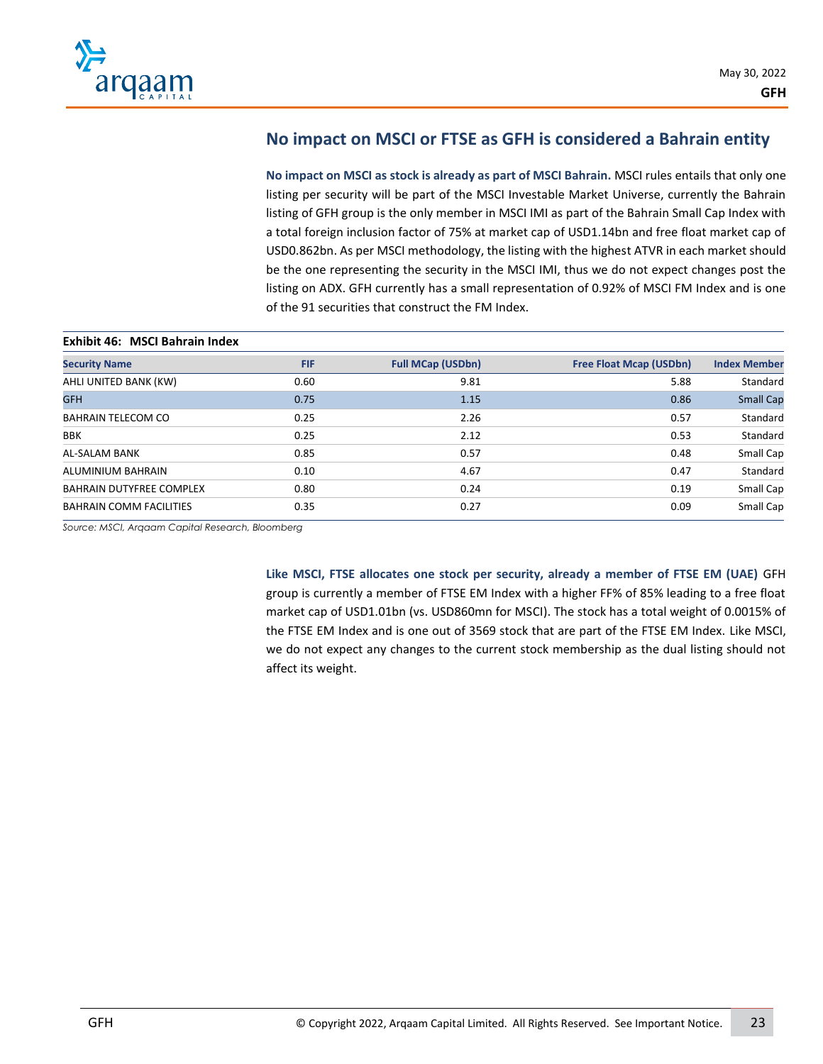## No impact on MSCI or FTSE as GFH is considered a Bahrain entity

**No impact on MSCI as stock is already as part of MSCI Bahrain.** MSCI rules entails that only one listing per security will be part of the MSCI Investable Market Universe, currently the Bahrain listing of GFH group is the only member in MSCI IMI as part of the Bahrain Small Cap Index with a total foreign inclusion factor of 75% at market cap of USD1.14bn and free float market cap of USD0.862bn. As per MSCI methodology, the listing with the highest ATVR in each market should be the one representing the security in the MSCI IMI, thus we do not expect changes post the listing on ADX. GFH currently has a small representation of 0.92% of MSCI FM Index and is one of the 91 securities that construct the FM Index.

**Exhibit 46: MSCI Bahrain Index**

| Security Name | FIF | Full MCap (USDbn) | Free Float Mcap (USDbn) | Index Member |
|---|---|---|---|---|
| AHLI UNITED BANK (KW) | 0.60 | 9.81 | 5.88 | Standard |
| GFH | 0.75 | 1.15 | 0.86 | Small Cap |
| BAHRAIN TELECOM CO | 0.25 | 2.26 | 0.57 | Standard |
| BBK | 0.25 | 2.12 | 0.53 | Standard |
| AL-SALAM BANK | 0.85 | 0.57 | 0.48 | Small Cap |
| ALUMINIUM BAHRAIN | 0.10 | 4.67 | 0.47 | Standard |
| BAHRAIN DUTYFREE COMPLEX | 0.80 | 0.24 | 0.19 | Small Cap |
| BAHRAIN COMM FACILITIES | 0.35 | 0.27 | 0.09 | Small Cap |

*Source: MSCI, Arqaam Capital Research, Bloomberg*

**Like MSCI, FTSE allocates one stock per security, already a member of FTSE EM (UAE)** GFH group is currently a member of FTSE EM Index with a higher FF% of 85% leading to a free float market cap of USD1.01bn (vs. USD860mn for MSCI). The stock has a total weight of 0.0015% of the FTSE EM Index and is one out of 3569 stock that are part of the FTSE EM Index. Like MSCI, we do not expect any changes to the current stock membership as the dual listing should not affect its weight.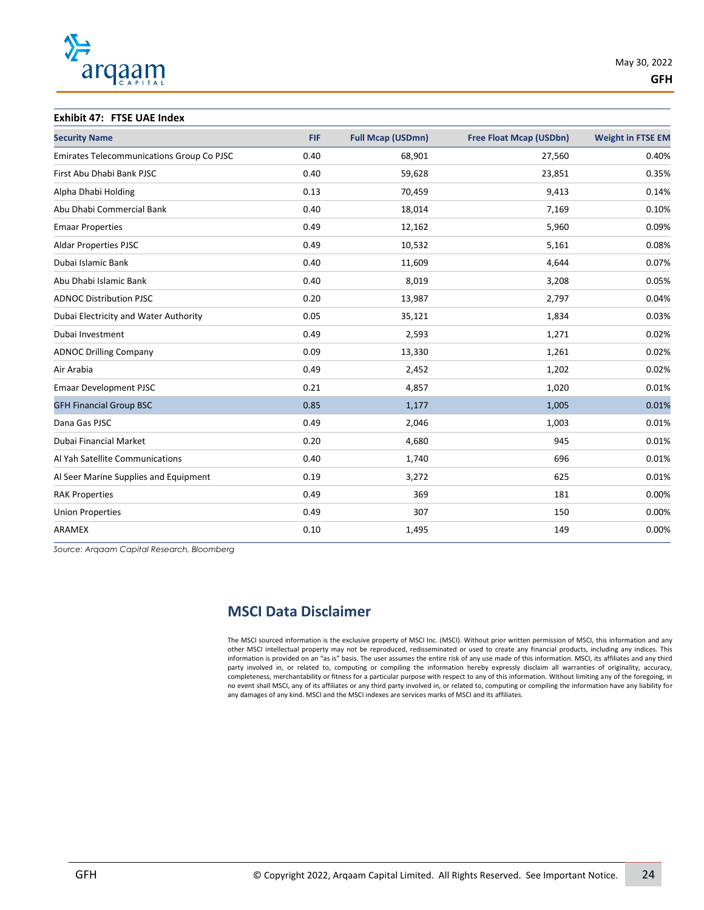**Exhibit 47: FTSE UAE Index**

| Security Name | FIF | Full Mcap (USDmn) | Free Float Mcap (USDbn) | Weight in FTSE EM |
|---|---|---|---|---|
| Emirates Telecommunications Group Co PJSC | 0.40 | 68,901 | 27,560 | 0.40% |
| First Abu Dhabi Bank PJSC | 0.40 | 59,628 | 23,851 | 0.35% |
| Alpha Dhabi Holding | 0.13 | 70,459 | 9,413 | 0.14% |
| Abu Dhabi Commercial Bank | 0.40 | 18,014 | 7,169 | 0.10% |
| Emaar Properties | 0.49 | 12,162 | 5,960 | 0.09% |
| Aldar Properties PJSC | 0.49 | 10,532 | 5,161 | 0.08% |
| Dubai Islamic Bank | 0.40 | 11,609 | 4,644 | 0.07% |
| Abu Dhabi Islamic Bank | 0.40 | 8,019 | 3,208 | 0.05% |
| ADNOC Distribution PJSC | 0.20 | 13,987 | 2,797 | 0.04% |
| Dubai Electricity and Water Authority | 0.05 | 35,121 | 1,834 | 0.03% |
| Dubai Investment | 0.49 | 2,593 | 1,271 | 0.02% |
| ADNOC Drilling Company | 0.09 | 13,330 | 1,261 | 0.02% |
| Air Arabia | 0.49 | 2,452 | 1,202 | 0.02% |
| Emaar Development PJSC | 0.21 | 4,857 | 1,020 | 0.01% |
| GFH Financial Group BSC | 0.85 | 1,177 | 1,005 | 0.01% |
| Dana Gas PJSC | 0.49 | 2,046 | 1,003 | 0.01% |
| Dubai Financial Market | 0.20 | 4,680 | 945 | 0.01% |
| Al Yah Satellite Communications | 0.40 | 1,740 | 696 | 0.01% |
| Al Seer Marine Supplies and Equipment | 0.19 | 3,272 | 625 | 0.01% |
| RAK Properties | 0.49 | 369 | 181 | 0.00% |
| Union Properties | 0.49 | 307 | 150 | 0.00% |
| ARAMEX | 0.10 | 1,495 | 149 | 0.00% |

*Source: Arqaam Capital Research, Bloomberg*

## MSCI Data Disclaimer

The MSCI sourced information is the exclusive property of MSCI Inc. (MSCI). Without prior written permission of MSCI, this information and any other MSCI intellectual property may not be reproduced, redisseminated or used to create any financial products, including any indices. This information is provided on an "as is" basis. The user assumes the entire risk of any use made of this information. MSCI, its affiliates and any third party involved in, or related to, computing or compiling the information hereby expressly disclaim all warranties of originality, accuracy, completeness, merchantability or fitness for a particular purpose with respect to any of this information. Without limiting any of the foregoing, in no event shall MSCI, any of its affiliates or any third party involved in, or related to, computing or compiling the information have any liability for any damages of any kind. MSCI and the MSCI indexes are services marks of MSCI and its affiliates.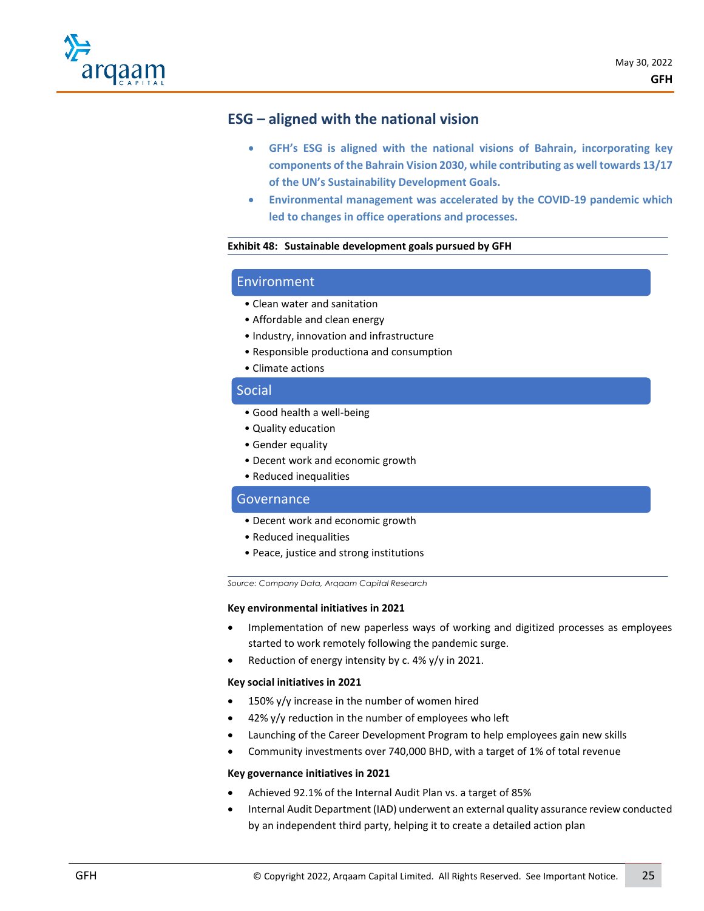## ESG – aligned with the national vision

- **GFH's ESG is aligned with the national visions of Bahrain, incorporating key components of the Bahrain Vision 2030, while contributing as well towards 13/17 of the UN's Sustainability Development Goals.**
- **Environmental management was accelerated by the COVID-19 pandemic which led to changes in office operations and processes.**

**Exhibit 48: Sustainable development goals pursued by GFH**

**Environment**

- Clean water and sanitation
- Affordable and clean energy
- Industry, innovation and infrastructure
- Responsible productiona and consumption
- Climate actions

**Social**

- Good health a well-being
- Quality education
- Gender equality
- Decent work and economic growth
- Reduced inequalities

**Governance**

- Decent work and economic growth
- Reduced inequalities
- Peace, justice and strong institutions

*Source: Company Data, Arqaam Capital Research*

**Key environmental initiatives in 2021**

- Implementation of new paperless ways of working and digitized processes as employees started to work remotely following the pandemic surge.
- Reduction of energy intensity by c. 4% y/y in 2021.

**Key social initiatives in 2021**

- 150% y/y increase in the number of women hired
- 42% y/y reduction in the number of employees who left
- Launching of the Career Development Program to help employees gain new skills
- Community investments over 740,000 BHD, with a target of 1% of total revenue

**Key governance initiatives in 2021**

- Achieved 92.1% of the Internal Audit Plan vs. a target of 85%
- Internal Audit Department (IAD) underwent an external quality assurance review conducted by an independent third party, helping it to create a detailed action plan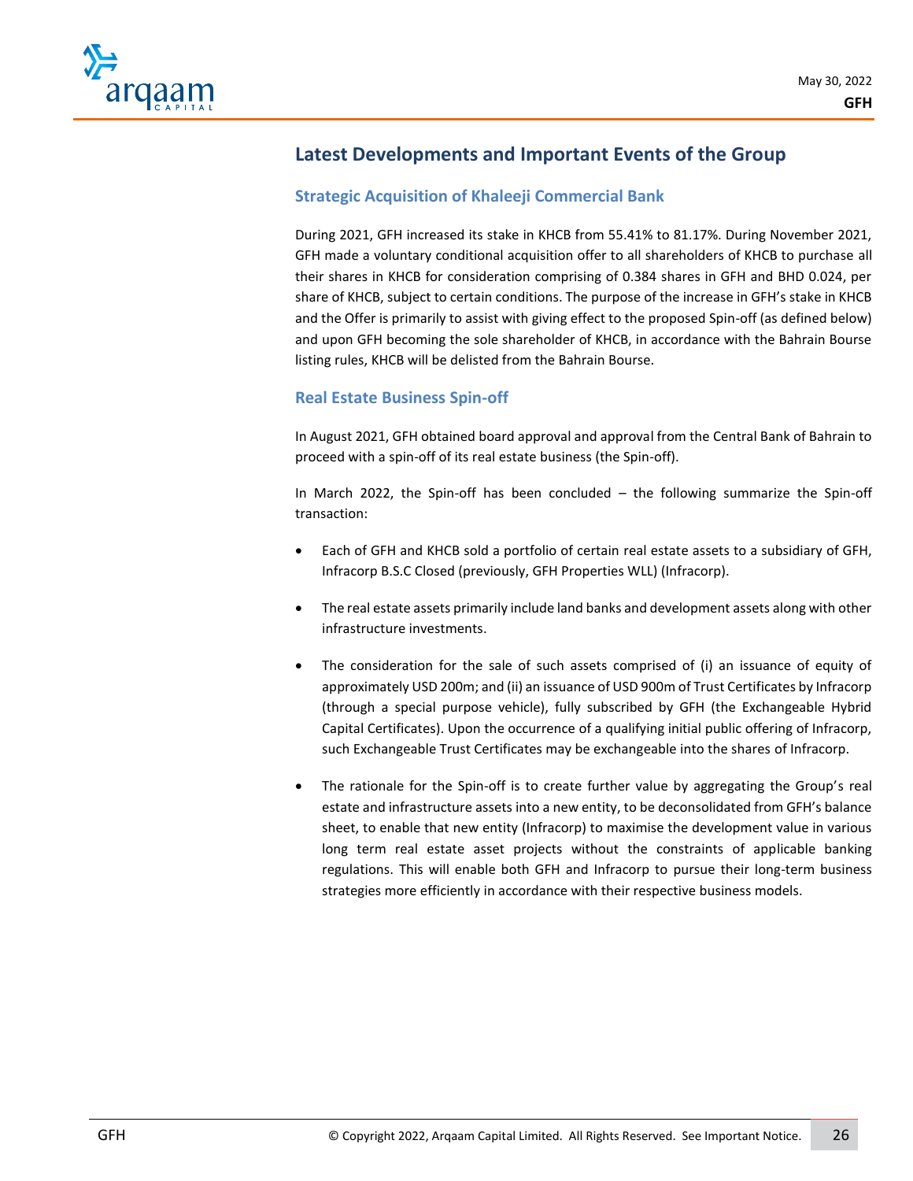## Latest Developments and Important Events of the Group

### Strategic Acquisition of Khaleeji Commercial Bank

During 2021, GFH increased its stake in KHCB from 55.41% to 81.17%. During November 2021, GFH made a voluntary conditional acquisition offer to all shareholders of KHCB to purchase all their shares in KHCB for consideration comprising of 0.384 shares in GFH and BHD 0.024, per share of KHCB, subject to certain conditions. The purpose of the increase in GFH's stake in KHCB and the Offer is primarily to assist with giving effect to the proposed Spin-off (as defined below) and upon GFH becoming the sole shareholder of KHCB, in accordance with the Bahrain Bourse listing rules, KHCB will be delisted from the Bahrain Bourse.

### Real Estate Business Spin-off

In August 2021, GFH obtained board approval and approval from the Central Bank of Bahrain to proceed with a spin-off of its real estate business (the Spin-off).

In March 2022, the Spin-off has been concluded – the following summarize the Spin-off transaction:

- Each of GFH and KHCB sold a portfolio of certain real estate assets to a subsidiary of GFH, Infracorp B.S.C Closed (previously, GFH Properties WLL) (Infracorp).
- The real estate assets primarily include land banks and development assets along with other infrastructure investments.
- The consideration for the sale of such assets comprised of (i) an issuance of equity of approximately USD 200m; and (ii) an issuance of USD 900m of Trust Certificates by Infracorp (through a special purpose vehicle), fully subscribed by GFH (the Exchangeable Hybrid Capital Certificates). Upon the occurrence of a qualifying initial public offering of Infracorp, such Exchangeable Trust Certificates may be exchangeable into the shares of Infracorp.
- The rationale for the Spin-off is to create further value by aggregating the Group's real estate and infrastructure assets into a new entity, to be deconsolidated from GFH's balance sheet, to enable that new entity (Infracorp) to maximise the development value in various long term real estate asset projects without the constraints of applicable banking regulations. This will enable both GFH and Infracorp to pursue their long-term business strategies more efficiently in accordance with their respective business models.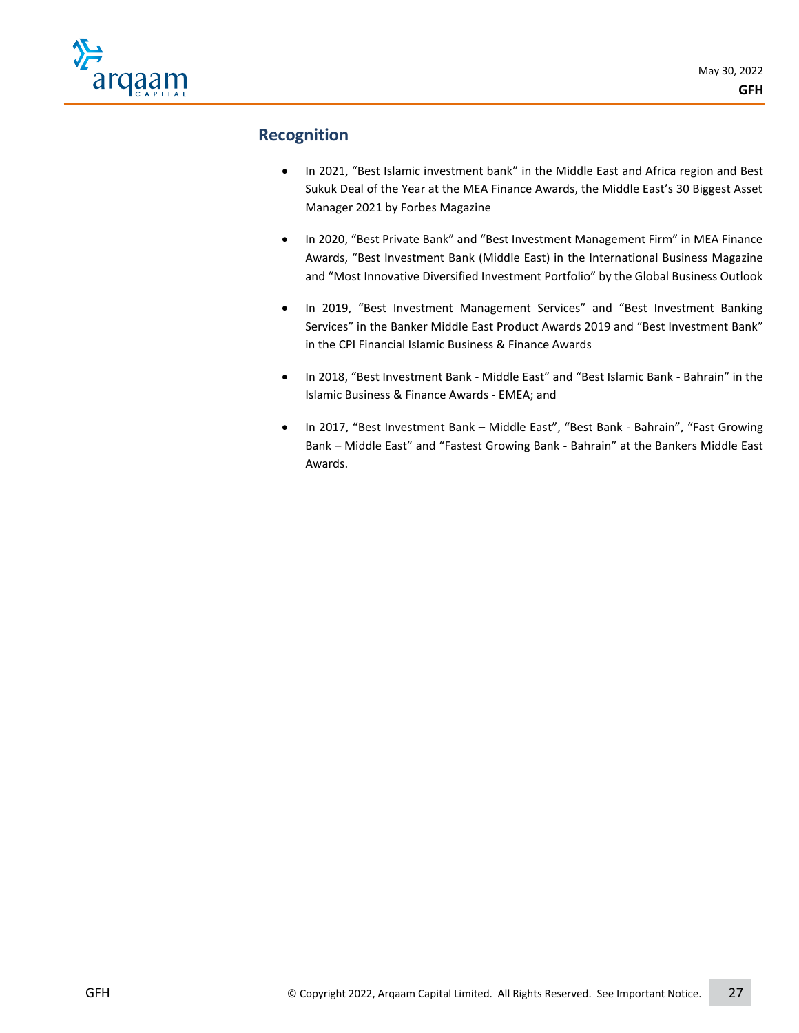## Recognition

- In 2021, “Best Islamic investment bank” in the Middle East and Africa region and Best Sukuk Deal of the Year at the MEA Finance Awards, the Middle East’s 30 Biggest Asset Manager 2021 by Forbes Magazine
- In 2020, “Best Private Bank” and “Best Investment Management Firm” in MEA Finance Awards, “Best Investment Bank (Middle East) in the International Business Magazine and “Most Innovative Diversified Investment Portfolio” by the Global Business Outlook
- In 2019, “Best Investment Management Services” and “Best Investment Banking Services” in the Banker Middle East Product Awards 2019 and “Best Investment Bank” in the CPI Financial Islamic Business & Finance Awards
- In 2018, “Best Investment Bank - Middle East” and “Best Islamic Bank - Bahrain” in the Islamic Business & Finance Awards - EMEA; and
- In 2017, “Best Investment Bank – Middle East”, “Best Bank - Bahrain”, “Fast Growing Bank – Middle East” and “Fastest Growing Bank - Bahrain” at the Bankers Middle East Awards.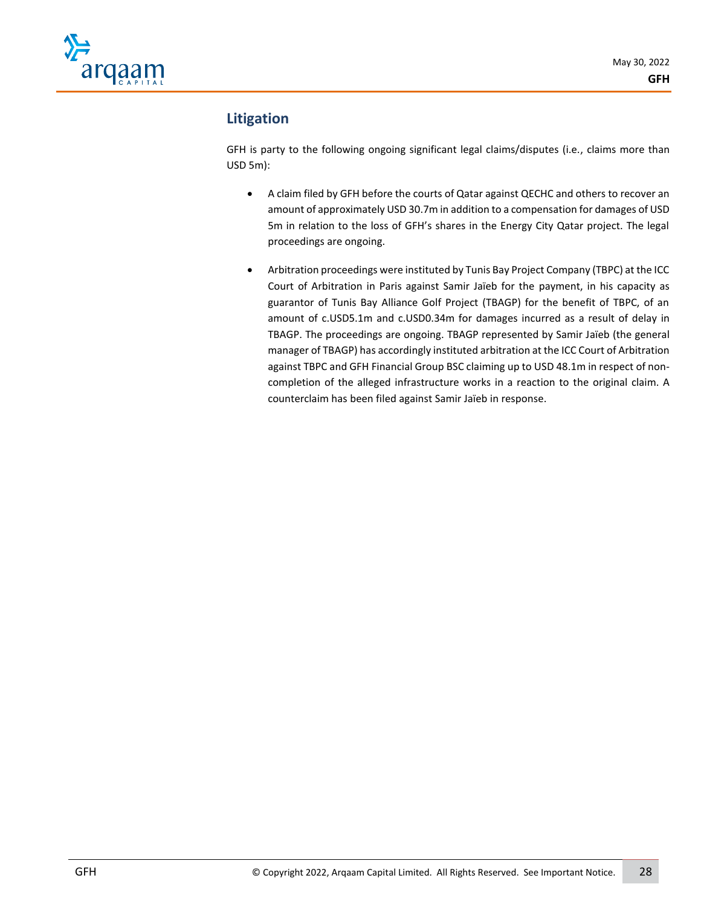## Litigation

GFH is party to the following ongoing significant legal claims/disputes (i.e., claims more than USD 5m):

- A claim filed by GFH before the courts of Qatar against QECHC and others to recover an amount of approximately USD 30.7m in addition to a compensation for damages of USD 5m in relation to the loss of GFH's shares in the Energy City Qatar project. The legal proceedings are ongoing.

- Arbitration proceedings were instituted by Tunis Bay Project Company (TBPC) at the ICC Court of Arbitration in Paris against Samir Jaïeb for the payment, in his capacity as guarantor of Tunis Bay Alliance Golf Project (TBAGP) for the benefit of TBPC, of an amount of c.USD5.1m and c.USD0.34m for damages incurred as a result of delay in TBAGP. The proceedings are ongoing. TBAGP represented by Samir Jaïeb (the general manager of TBAGP) has accordingly instituted arbitration at the ICC Court of Arbitration against TBPC and GFH Financial Group BSC claiming up to USD 48.1m in respect of non-completion of the alleged infrastructure works in a reaction to the original claim. A counterclaim has been filed against Samir Jaïeb in response.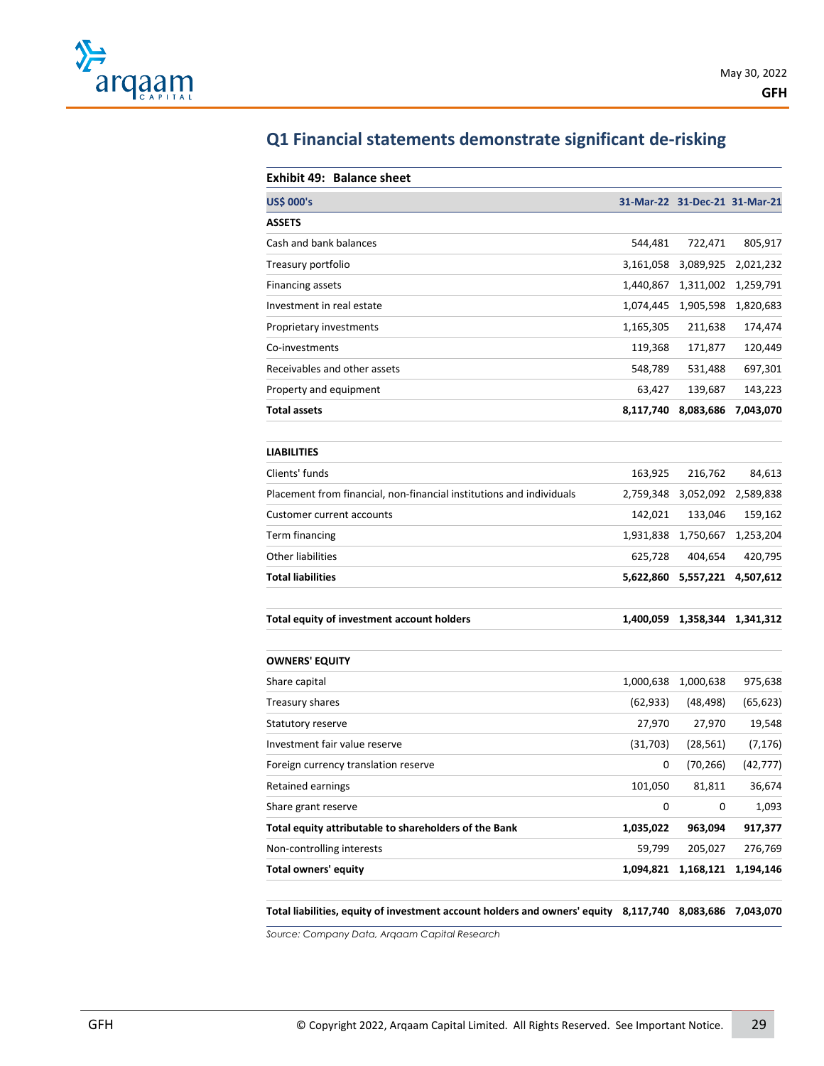## Q1 Financial statements demonstrate significant de-risking

**Exhibit 49: Balance sheet**

| US$ 000's | 31-Mar-22 | 31-Dec-21 | 31-Mar-21 |
|---|---|---|---|
| **ASSETS** | | | |
| Cash and bank balances | 544,481 | 722,471 | 805,917 |
| Treasury portfolio | 3,161,058 | 3,089,925 | 2,021,232 |
| Financing assets | 1,440,867 | 1,311,002 | 1,259,791 |
| Investment in real estate | 1,074,445 | 1,905,598 | 1,820,683 |
| Proprietary investments | 1,165,305 | 211,638 | 174,474 |
| Co-investments | 119,368 | 171,877 | 120,449 |
| Receivables and other assets | 548,789 | 531,488 | 697,301 |
| Property and equipment | 63,427 | 139,687 | 143,223 |
| **Total assets** | **8,117,740** | **8,083,686** | **7,043,070** |
| | | | |
| **LIABILITIES** | | | |
| Clients' funds | 163,925 | 216,762 | 84,613 |
| Placement from financial, non-financial institutions and individuals | 2,759,348 | 3,052,092 | 2,589,838 |
| Customer current accounts | 142,021 | 133,046 | 159,162 |
| Term financing | 1,931,838 | 1,750,667 | 1,253,204 |
| Other liabilities | 625,728 | 404,654 | 420,795 |
| **Total liabilities** | **5,622,860** | **5,557,221** | **4,507,612** |
| | | | |
| **Total equity of investment account holders** | **1,400,059** | **1,358,344** | **1,341,312** |
| | | | |
| **OWNERS' EQUITY** | | | |
| Share capital | 1,000,638 | 1,000,638 | 975,638 |
| Treasury shares | (62,933) | (48,498) | (65,623) |
| Statutory reserve | 27,970 | 27,970 | 19,548 |
| Investment fair value reserve | (31,703) | (28,561) | (7,176) |
| Foreign currency translation reserve | 0 | (70,266) | (42,777) |
| Retained earnings | 101,050 | 81,811 | 36,674 |
| Share grant reserve | 0 | 0 | 1,093 |
| **Total equity attributable to shareholders of the Bank** | **1,035,022** | **963,094** | **917,377** |
| Non-controlling interests | 59,799 | 205,027 | 276,769 |
| **Total owners' equity** | **1,094,821** | **1,168,121** | **1,194,146** |
| | | | |
| **Total liabilities, equity of investment account holders and owners' equity** | **8,117,740** | **8,083,686** | **7,043,070** |

*Source: Company Data, Arqaam Capital Research*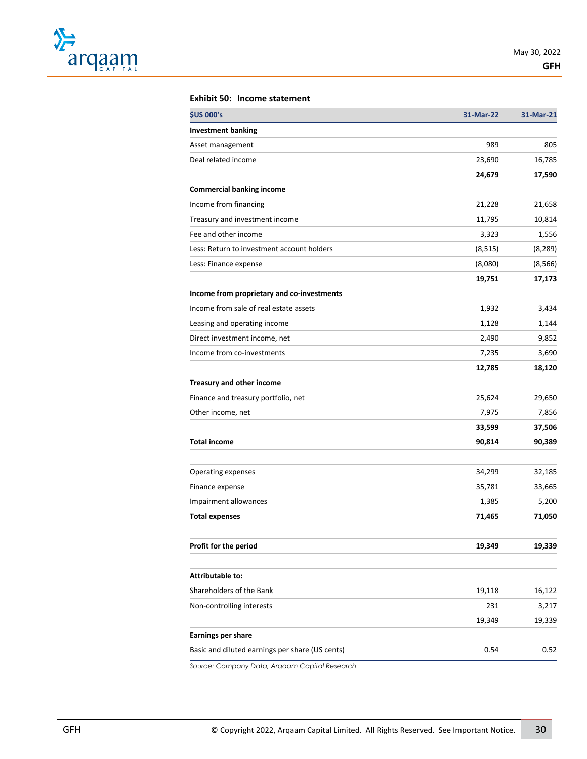**Exhibit 50: Income statement**

| $US 000's | 31-Mar-22 | 31-Mar-21 |
|---|---|---|
| **Investment banking** | | |
| Asset management | 989 | 805 |
| Deal related income | 23,690 | 16,785 |
| | **24,679** | **17,590** |
| **Commercial banking income** | | |
| Income from financing | 21,228 | 21,658 |
| Treasury and investment income | 11,795 | 10,814 |
| Fee and other income | 3,323 | 1,556 |
| Less: Return to investment account holders | (8,515) | (8,289) |
| Less: Finance expense | (8,080) | (8,566) |
| | **19,751** | **17,173** |
| **Income from proprietary and co-investments** | | |
| Income from sale of real estate assets | 1,932 | 3,434 |
| Leasing and operating income | 1,128 | 1,144 |
| Direct investment income, net | 2,490 | 9,852 |
| Income from co-investments | 7,235 | 3,690 |
| | **12,785** | **18,120** |
| **Treasury and other income** | | |
| Finance and treasury portfolio, net | 25,624 | 29,650 |
| Other income, net | 7,975 | 7,856 |
| | **33,599** | **37,506** |
| **Total income** | **90,814** | **90,389** |
| | | |
| Operating expenses | 34,299 | 32,185 |
| Finance expense | 35,781 | 33,665 |
| Impairment allowances | 1,385 | 5,200 |
| **Total expenses** | **71,465** | **71,050** |
| | | |
| **Profit for the period** | **19,349** | **19,339** |
| | | |
| **Attributable to:** | | |
| Shareholders of the Bank | 19,118 | 16,122 |
| Non-controlling interests | 231 | 3,217 |
| | 19,349 | 19,339 |
| **Earnings per share** | | |
| Basic and diluted earnings per share (US cents) | 0.54 | 0.52 |

*Source: Company Data, Arqaam Capital Research*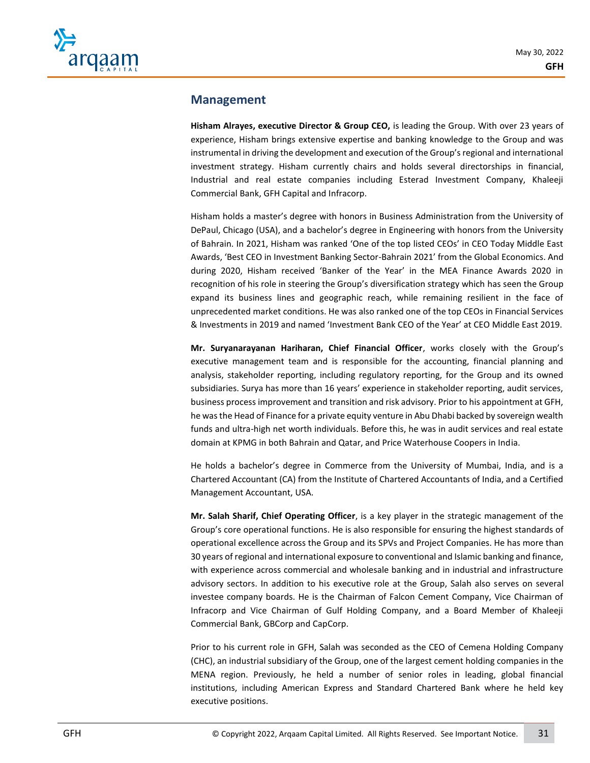## Management

**Hisham Alrayes, executive Director & Group CEO,** is leading the Group. With over 23 years of experience, Hisham brings extensive expertise and banking knowledge to the Group and was instrumental in driving the development and execution of the Group's regional and international investment strategy. Hisham currently chairs and holds several directorships in financial, Industrial and real estate companies including Esterad Investment Company, Khaleeji Commercial Bank, GFH Capital and Infracorp.

Hisham holds a master's degree with honors in Business Administration from the University of DePaul, Chicago (USA), and a bachelor's degree in Engineering with honors from the University of Bahrain. In 2021, Hisham was ranked 'One of the top listed CEOs' in CEO Today Middle East Awards, 'Best CEO in Investment Banking Sector-Bahrain 2021' from the Global Economics. And during 2020, Hisham received 'Banker of the Year' in the MEA Finance Awards 2020 in recognition of his role in steering the Group's diversification strategy which has seen the Group expand its business lines and geographic reach, while remaining resilient in the face of unprecedented market conditions. He was also ranked one of the top CEOs in Financial Services & Investments in 2019 and named 'Investment Bank CEO of the Year' at CEO Middle East 2019.

**Mr. Suryanarayanan Hariharan, Chief Financial Officer**, works closely with the Group's executive management team and is responsible for the accounting, financial planning and analysis, stakeholder reporting, including regulatory reporting, for the Group and its owned subsidiaries. Surya has more than 16 years' experience in stakeholder reporting, audit services, business process improvement and transition and risk advisory. Prior to his appointment at GFH, he was the Head of Finance for a private equity venture in Abu Dhabi backed by sovereign wealth funds and ultra-high net worth individuals. Before this, he was in audit services and real estate domain at KPMG in both Bahrain and Qatar, and Price Waterhouse Coopers in India.

He holds a bachelor's degree in Commerce from the University of Mumbai, India, and is a Chartered Accountant (CA) from the Institute of Chartered Accountants of India, and a Certified Management Accountant, USA.

**Mr. Salah Sharif, Chief Operating Officer**, is a key player in the strategic management of the Group's core operational functions. He is also responsible for ensuring the highest standards of operational excellence across the Group and its SPVs and Project Companies. He has more than 30 years of regional and international exposure to conventional and Islamic banking and finance, with experience across commercial and wholesale banking and in industrial and infrastructure advisory sectors. In addition to his executive role at the Group, Salah also serves on several investee company boards. He is the Chairman of Falcon Cement Company, Vice Chairman of Infracorp and Vice Chairman of Gulf Holding Company, and a Board Member of Khaleeji Commercial Bank, GBCorp and CapCorp.

Prior to his current role in GFH, Salah was seconded as the CEO of Cemena Holding Company (CHC), an industrial subsidiary of the Group, one of the largest cement holding companies in the MENA region. Previously, he held a number of senior roles in leading, global financial institutions, including American Express and Standard Chartered Bank where he held key executive positions.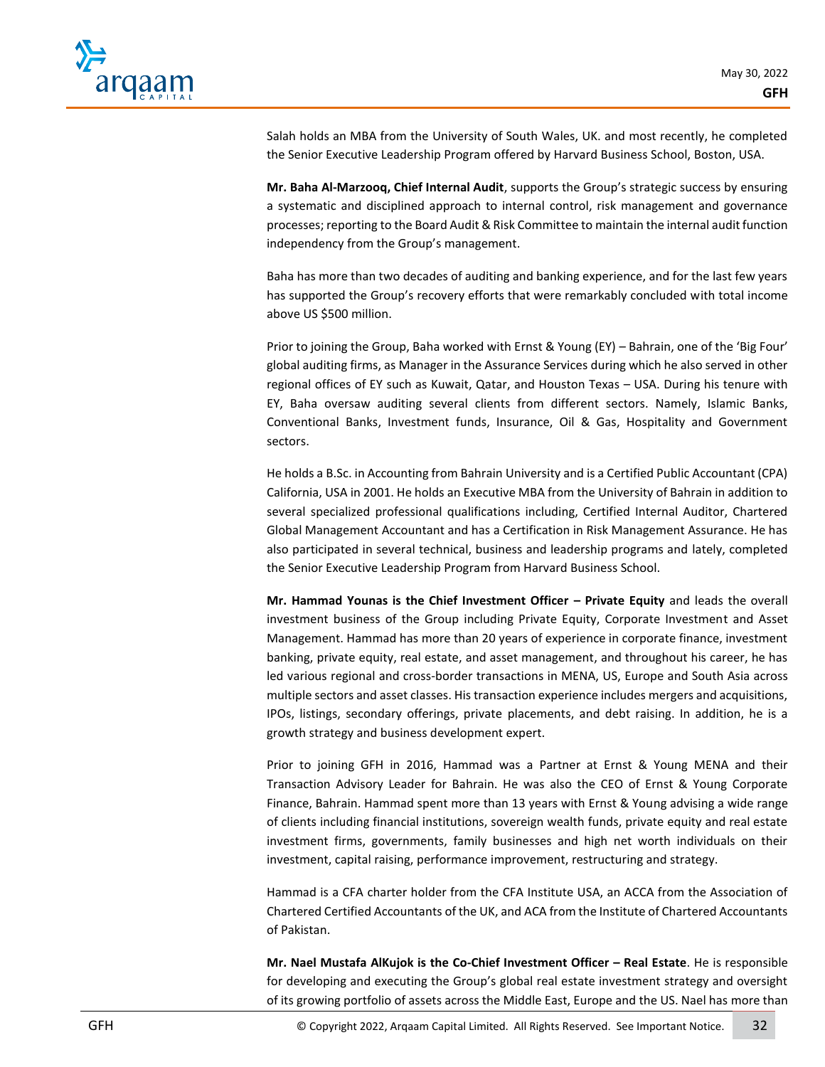Salah holds an MBA from the University of South Wales, UK. and most recently, he completed the Senior Executive Leadership Program offered by Harvard Business School, Boston, USA.

**Mr. Baha Al-Marzooq, Chief Internal Audit**, supports the Group's strategic success by ensuring a systematic and disciplined approach to internal control, risk management and governance processes; reporting to the Board Audit & Risk Committee to maintain the internal audit function independency from the Group's management.

Baha has more than two decades of auditing and banking experience, and for the last few years has supported the Group's recovery efforts that were remarkably concluded with total income above US $500 million.

Prior to joining the Group, Baha worked with Ernst & Young (EY) – Bahrain, one of the 'Big Four' global auditing firms, as Manager in the Assurance Services during which he also served in other regional offices of EY such as Kuwait, Qatar, and Houston Texas – USA. During his tenure with EY, Baha oversaw auditing several clients from different sectors. Namely, Islamic Banks, Conventional Banks, Investment funds, Insurance, Oil & Gas, Hospitality and Government sectors.

He holds a B.Sc. in Accounting from Bahrain University and is a Certified Public Accountant (CPA) California, USA in 2001. He holds an Executive MBA from the University of Bahrain in addition to several specialized professional qualifications including, Certified Internal Auditor, Chartered Global Management Accountant and has a Certification in Risk Management Assurance. He has also participated in several technical, business and leadership programs and lately, completed the Senior Executive Leadership Program from Harvard Business School.

**Mr. Hammad Younas is the Chief Investment Officer – Private Equity** and leads the overall investment business of the Group including Private Equity, Corporate Investment and Asset Management. Hammad has more than 20 years of experience in corporate finance, investment banking, private equity, real estate, and asset management, and throughout his career, he has led various regional and cross-border transactions in MENA, US, Europe and South Asia across multiple sectors and asset classes. His transaction experience includes mergers and acquisitions, IPOs, listings, secondary offerings, private placements, and debt raising. In addition, he is a growth strategy and business development expert.

Prior to joining GFH in 2016, Hammad was a Partner at Ernst & Young MENA and their Transaction Advisory Leader for Bahrain. He was also the CEO of Ernst & Young Corporate Finance, Bahrain. Hammad spent more than 13 years with Ernst & Young advising a wide range of clients including financial institutions, sovereign wealth funds, private equity and real estate investment firms, governments, family businesses and high net worth individuals on their investment, capital raising, performance improvement, restructuring and strategy.

Hammad is a CFA charter holder from the CFA Institute USA, an ACCA from the Association of Chartered Certified Accountants of the UK, and ACA from the Institute of Chartered Accountants of Pakistan.

**Mr. Nael Mustafa AlKujok is the Co-Chief Investment Officer – Real Estate**. He is responsible for developing and executing the Group's global real estate investment strategy and oversight of its growing portfolio of assets across the Middle East, Europe and the US. Nael has more than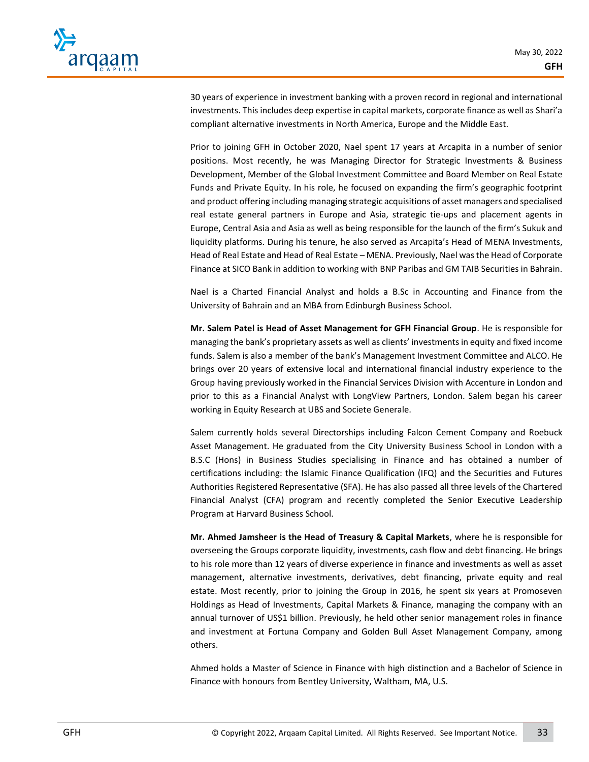30 years of experience in investment banking with a proven record in regional and international investments. This includes deep expertise in capital markets, corporate finance as well as Shari'a compliant alternative investments in North America, Europe and the Middle East.

Prior to joining GFH in October 2020, Nael spent 17 years at Arcapita in a number of senior positions. Most recently, he was Managing Director for Strategic Investments & Business Development, Member of the Global Investment Committee and Board Member on Real Estate Funds and Private Equity. In his role, he focused on expanding the firm's geographic footprint and product offering including managing strategic acquisitions of asset managers and specialised real estate general partners in Europe and Asia, strategic tie-ups and placement agents in Europe, Central Asia and Asia as well as being responsible for the launch of the firm's Sukuk and liquidity platforms. During his tenure, he also served as Arcapita's Head of MENA Investments, Head of Real Estate and Head of Real Estate – MENA. Previously, Nael was the Head of Corporate Finance at SICO Bank in addition to working with BNP Paribas and GM TAIB Securities in Bahrain.

Nael is a Charted Financial Analyst and holds a B.Sc in Accounting and Finance from the University of Bahrain and an MBA from Edinburgh Business School.

**Mr. Salem Patel is Head of Asset Management for GFH Financial Group**. He is responsible for managing the bank's proprietary assets as well as clients' investments in equity and fixed income funds. Salem is also a member of the bank's Management Investment Committee and ALCO. He brings over 20 years of extensive local and international financial industry experience to the Group having previously worked in the Financial Services Division with Accenture in London and prior to this as a Financial Analyst with LongView Partners, London. Salem began his career working in Equity Research at UBS and Societe Generale.

Salem currently holds several Directorships including Falcon Cement Company and Roebuck Asset Management. He graduated from the City University Business School in London with a B.S.C (Hons) in Business Studies specialising in Finance and has obtained a number of certifications including: the Islamic Finance Qualification (IFQ) and the Securities and Futures Authorities Registered Representative (SFA). He has also passed all three levels of the Chartered Financial Analyst (CFA) program and recently completed the Senior Executive Leadership Program at Harvard Business School.

**Mr. Ahmed Jamsheer is the Head of Treasury & Capital Markets**, where he is responsible for overseeing the Groups corporate liquidity, investments, cash flow and debt financing. He brings to his role more than 12 years of diverse experience in finance and investments as well as asset management, alternative investments, derivatives, debt financing, private equity and real estate. Most recently, prior to joining the Group in 2016, he spent six years at Promoseven Holdings as Head of Investments, Capital Markets & Finance, managing the company with an annual turnover of US$1 billion. Previously, he held other senior management roles in finance and investment at Fortuna Company and Golden Bull Asset Management Company, among others.

Ahmed holds a Master of Science in Finance with high distinction and a Bachelor of Science in Finance with honours from Bentley University, Waltham, MA, U.S.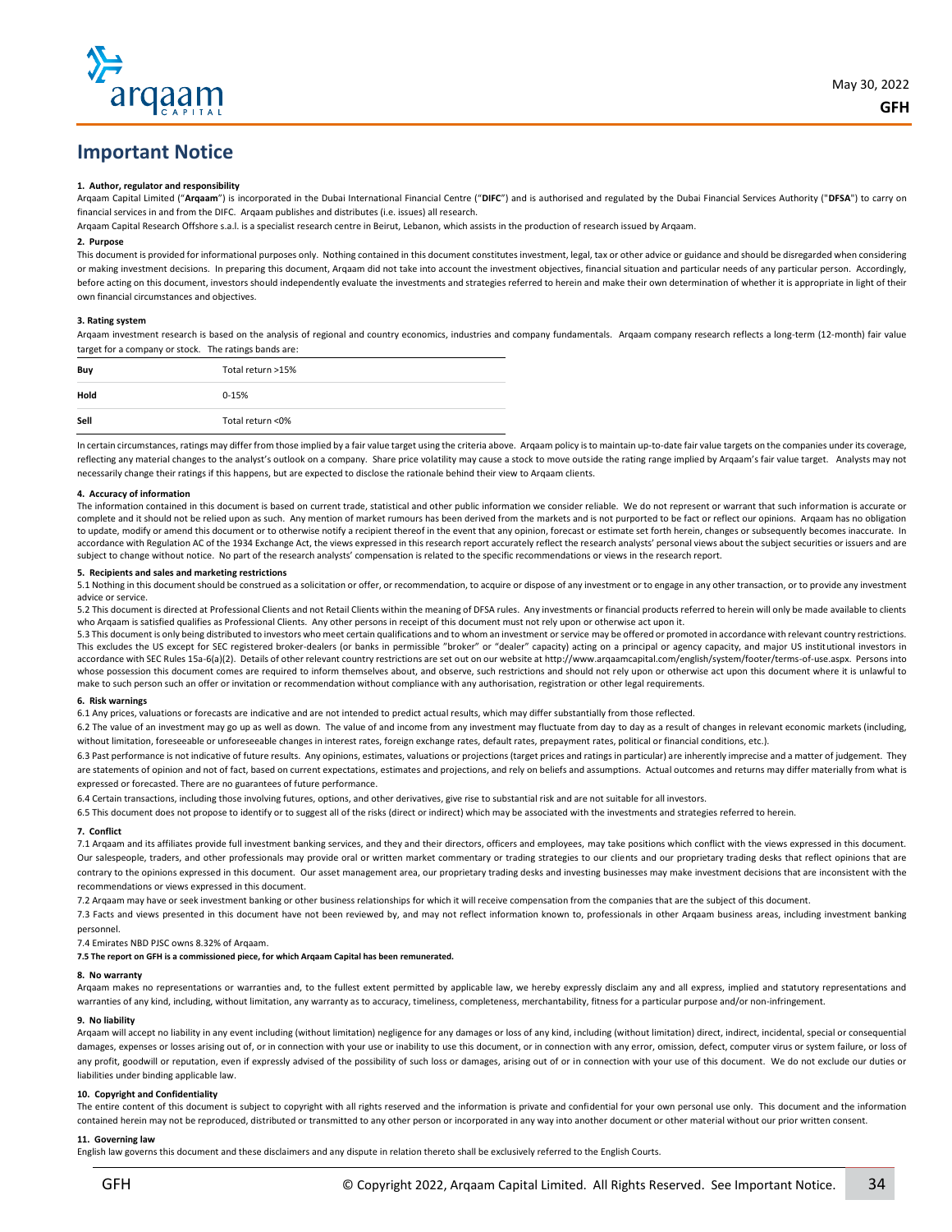# Important Notice

**1. Author, regulator and responsibility**

Arqaam Capital Limited ("**Arqaam**") is incorporated in the Dubai International Financial Centre ("**DIFC**") and is authorised and regulated by the Dubai Financial Services Authority ("**DFSA**") to carry on financial services in and from the DIFC. Arqaam publishes and distributes (i.e. issues) all research.

Arqaam Capital Research Offshore s.a.l. is a specialist research centre in Beirut, Lebanon, which assists in the production of research issued by Arqaam.

**2. Purpose**

This document is provided for informational purposes only. Nothing contained in this document constitutes investment, legal, tax or other advice or guidance and should be disregarded when considering or making investment decisions. In preparing this document, Arqaam did not take into account the investment objectives, financial situation and particular needs of any particular person. Accordingly, before acting on this document, investors should independently evaluate the investments and strategies referred to herein and make their own determination of whether it is appropriate in light of their own financial circumstances and objectives.

**3. Rating system**

Arqaam investment research is based on the analysis of regional and country economics, industries and company fundamentals. Arqaam company research reflects a long-term (12-month) fair value target for a company or stock. The ratings bands are:

| | |
|---|---|
| **Buy** | Total return >15% |
| **Hold** | 0-15% |
| **Sell** | Total return <0% |

In certain circumstances, ratings may differ from those implied by a fair value target using the criteria above. Arqaam policy is to maintain up-to-date fair value targets on the companies under its coverage, reflecting any material changes to the analyst's outlook on a company. Share price volatility may cause a stock to move outside the rating range implied by Arqaam's fair value target. Analysts may not necessarily change their ratings if this happens, but are expected to disclose the rationale behind their view to Arqaam clients.

**4. Accuracy of information**

The information contained in this document is based on current trade, statistical and other public information we consider reliable. We do not represent or warrant that such information is accurate or complete and it should not be relied upon as such. Any mention of market rumours has been derived from the markets and is not purported to be fact or reflect our opinions. Arqaam has no obligation to update, modify or amend this document or to otherwise notify a recipient thereof in the event that any opinion, forecast or estimate set forth herein, changes or subsequently becomes inaccurate. In accordance with Regulation AC of the 1934 Exchange Act, the views expressed in this research report accurately reflect the research analysts' personal views about the subject securities or issuers and are subject to change without notice. No part of the research analysts' compensation is related to the specific recommendations or views in the research report.

**5. Recipients and sales and marketing restrictions**

5.1 Nothing in this document should be construed as a solicitation or offer, or recommendation, to acquire or dispose of any investment or to engage in any other transaction, or to provide any investment advice or service.

5.2 This document is directed at Professional Clients and not Retail Clients within the meaning of DFSA rules. Any investments or financial products referred to herein will only be made available to clients who Arqaam is satisfied qualifies as Professional Clients. Any other persons in receipt of this document must not rely upon or otherwise act upon it.

5.3 This document is only being distributed to investors who meet certain qualifications and to whom an investment or service may be offered or promoted in accordance with relevant country restrictions. This excludes the US except for SEC registered broker-dealers (or banks in permissible "broker" or "dealer" capacity) acting on a principal or agency capacity, and major US institutional investors in accordance with SEC Rules 15a-6(a)(2). Details of other relevant country restrictions are set out on our website at http://www.arqaamcapital.com/english/system/footer/terms-of-use.aspx. Persons into whose possession this document comes are required to inform themselves about, and observe, such restrictions and should not rely upon or otherwise act upon this document where it is unlawful to make to such person such an offer or invitation or recommendation without compliance with any authorisation, registration or other legal requirements.

**6. Risk warnings**

6.1 Any prices, valuations or forecasts are indicative and are not intended to predict actual results, which may differ substantially from those reflected.

6.2 The value of an investment may go up as well as down. The value of and income from any investment may fluctuate from day to day as a result of changes in relevant economic markets (including, without limitation, foreseeable or unforeseeable changes in interest rates, foreign exchange rates, default rates, prepayment rates, political or financial conditions, etc.).

6.3 Past performance is not indicative of future results. Any opinions, estimates, valuations or projections (target prices and ratings in particular) are inherently imprecise and a matter of judgement. They are statements of opinion and not of fact, based on current expectations, estimates and projections, and rely on beliefs and assumptions. Actual outcomes and returns may differ materially from what is expressed or forecasted. There are no guarantees of future performance.

6.4 Certain transactions, including those involving futures, options, and other derivatives, give rise to substantial risk and are not suitable for all investors.

6.5 This document does not propose to identify or to suggest all of the risks (direct or indirect) which may be associated with the investments and strategies referred to herein.

**7. Conflict**

7.1 Arqaam and its affiliates provide full investment banking services, and they and their directors, officers and employees, may take positions which conflict with the views expressed in this document. Our salespeople, traders, and other professionals may provide oral or written market commentary or trading strategies to our clients and our proprietary trading desks that reflect opinions that are contrary to the opinions expressed in this document. Our asset management area, our proprietary trading desks and investing businesses may make investment decisions that are inconsistent with the recommendations or views expressed in this document.

7.2 Arqaam may have or seek investment banking or other business relationships for which it will receive compensation from the companies that are the subject of this document.

7.3 Facts and views presented in this document have not been reviewed by, and may not reflect information known to, professionals in other Arqaam business areas, including investment banking personnel.

7.4 Emirates NBD PJSC owns 8.32% of Arqaam.

**7.5 The report on GFH is a commissioned piece, for which Arqaam Capital has been remunerated.**

**8. No warranty**

Arqaam makes no representations or warranties and, to the fullest extent permitted by applicable law, we hereby expressly disclaim any and all express, implied and statutory representations and warranties of any kind, including, without limitation, any warranty as to accuracy, timeliness, completeness, merchantability, fitness for a particular purpose and/or non-infringement.

**9. No liability**

Arqaam will accept no liability in any event including (without limitation) negligence for any damages or loss of any kind, including (without limitation) direct, indirect, incidental, special or consequential damages, expenses or losses arising out of, or in connection with your use or inability to use this document, or in connection with any error, omission, defect, computer virus or system failure, or loss of any profit, goodwill or reputation, even if expressly advised of the possibility of such loss or damages, arising out of or in connection with your use of this document. We do not exclude our duties or liabilities under binding applicable law.

**10. Copyright and Confidentiality**

The entire content of this document is subject to copyright with all rights reserved and the information is private and confidential for your own personal use only. This document and the information contained herein may not be reproduced, distributed or transmitted to any other person or incorporated in any way into another document or other material without our prior written consent.

**11. Governing law**

English law governs this document and these disclaimers and any dispute in relation thereto shall be exclusively referred to the English Courts.